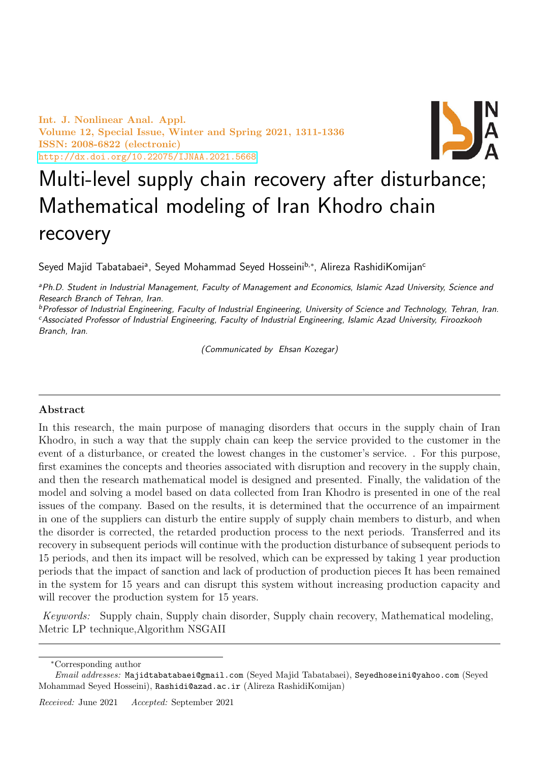# Multi-level supply chain recovery after disturbance; Mathematical modeling of Iran Khodro chain recovery

Seyed Majid Tabatabaei[a], Seyed Mohammad Seyed Hosseini[b,*], Alireza RashidiKomijan[c]

[a]*Ph.D. Student in Industrial Management, Faculty of Management and Economics, Islamic Azad University, Science and Research Branch of Tehran, Iran.*

[b]*Professor of Industrial Engineering, Faculty of Industrial Engineering, University of Science and Technology, Tehran, Iran.*

[c]*Associated Professor of Industrial Engineering, Faculty of Industrial Engineering, Islamic Azad University, Firoozkooh Branch, Iran.*

*(Communicated by Ehsan Kozegar)*

## Abstract

In this research, the main purpose of managing disorders that occurs in the supply chain of Iran Khodro, in such a way that the supply chain can keep the service provided to the customer in the event of a disturbance, or created the lowest changes in the customer's service. . For this purpose, first examines the concepts and theories associated with disruption and recovery in the supply chain, and then the research mathematical model is designed and presented. Finally, the validation of the model and solving a model based on data collected from Iran Khodro is presented in one of the real issues of the company. Based on the results, it is determined that the occurrence of an impairment in one of the suppliers can disturb the entire supply of supply chain members to disturb, and when the disorder is corrected, the retarded production process to the next periods. Transferred and its recovery in subsequent periods will continue with the production disturbance of subsequent periods to 15 periods, and then its impact will be resolved, which can be expressed by taking 1 year production periods that the impact of sanction and lack of production of production pieces It has been remained in the system for 15 years and can disrupt this system without increasing production capacity and will recover the production system for 15 years.

*Keywords:* Supply chain, Supply chain disorder, Supply chain recovery, Mathematical modeling, Metric LP technique,Algorithm NSGAII

---

*Corresponding author

*Email addresses:* Majidtabatabaei@gmail.com (Seyed Majid Tabatabaei), Seyedhoseini@yahoo.com (Seyed Mohammad Seyed Hosseini), Rashidi@azad.ac.ir (Alireza RashidiKomijan)

*Received:* June 2021 *Accepted:* September 2021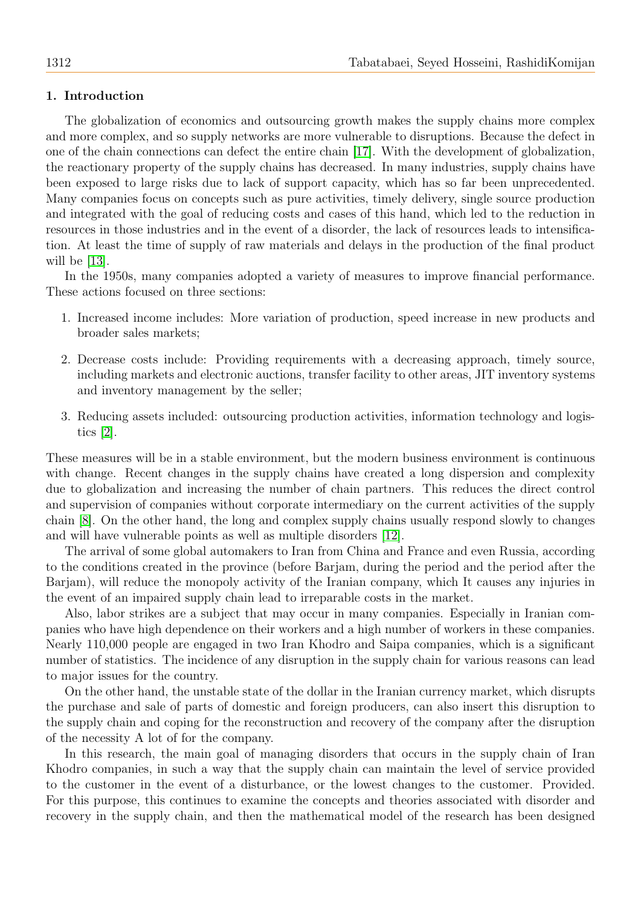## 1. Introduction

The globalization of economics and outsourcing growth makes the supply chains more complex and more complex, and so supply networks are more vulnerable to disruptions. Because the defect in one of the chain connections can defect the entire chain [17]. With the development of globalization, the reactionary property of the supply chains has decreased. In many industries, supply chains have been exposed to large risks due to lack of support capacity, which has so far been unprecedented. Many companies focus on concepts such as pure activities, timely delivery, single source production and integrated with the goal of reducing costs and cases of this hand, which led to the reduction in resources in those industries and in the event of a disorder, the lack of resources leads to intensification. At least the time of supply of raw materials and delays in the production of the final product will be [13].

In the 1950s, many companies adopted a variety of measures to improve financial performance. These actions focused on three sections:

1. Increased income includes: More variation of production, speed increase in new products and broader sales markets;
2. Decrease costs include: Providing requirements with a decreasing approach, timely source, including markets and electronic auctions, transfer facility to other areas, JIT inventory systems and inventory management by the seller;
3. Reducing assets included: outsourcing production activities, information technology and logistics [2].

These measures will be in a stable environment, but the modern business environment is continuous with change. Recent changes in the supply chains have created a long dispersion and complexity due to globalization and increasing the number of chain partners. This reduces the direct control and supervision of companies without corporate intermediary on the current activities of the supply chain [8]. On the other hand, the long and complex supply chains usually respond slowly to changes and will have vulnerable points as well as multiple disorders [12].

The arrival of some global automakers to Iran from China and France and even Russia, according to the conditions created in the province (before Barjam, during the period and the period after the Barjam), will reduce the monopoly activity of the Iranian company, which It causes any injuries in the event of an impaired supply chain lead to irreparable costs in the market.

Also, labor strikes are a subject that may occur in many companies. Especially in Iranian companies who have high dependence on their workers and a high number of workers in these companies. Nearly 110,000 people are engaged in two Iran Khodro and Saipa companies, which is a significant number of statistics. The incidence of any disruption in the supply chain for various reasons can lead to major issues for the country.

On the other hand, the unstable state of the dollar in the Iranian currency market, which disrupts the purchase and sale of parts of domestic and foreign producers, can also insert this disruption to the supply chain and coping for the reconstruction and recovery of the company after the disruption of the necessity A lot of for the company.

In this research, the main goal of managing disorders that occurs in the supply chain of Iran Khodro companies, in such a way that the supply chain can maintain the level of service provided to the customer in the event of a disturbance, or the lowest changes to the customer. Provided. For this purpose, this continues to examine the concepts and theories associated with disorder and recovery in the supply chain, and then the mathematical model of the research has been designed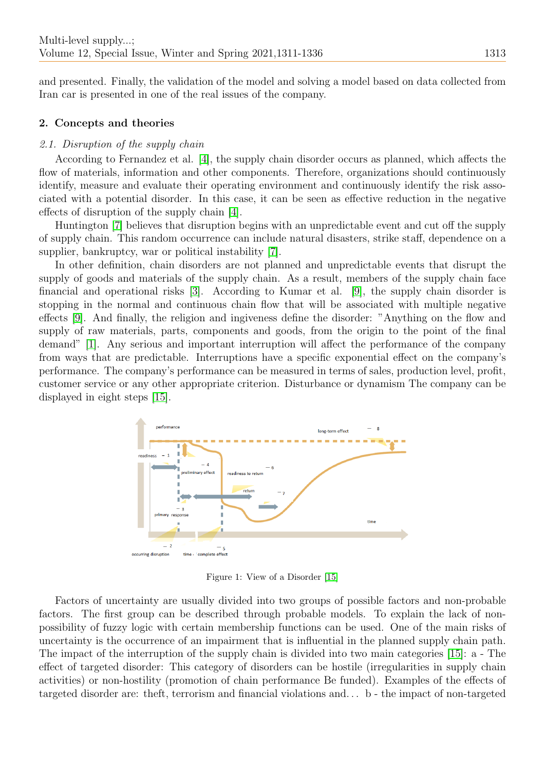and presented. Finally, the validation of the model and solving a model based on data collected from Iran car is presented in one of the real issues of the company.

## 2. Concepts and theories

### *2.1. Disruption of the supply chain*

According to Fernandez et al. [4], the supply chain disorder occurs as planned, which affects the flow of materials, information and other components. Therefore, organizations should continuously identify, measure and evaluate their operating environment and continuously identify the risk associated with a potential disorder. In this case, it can be seen as effective reduction in the negative effects of disruption of the supply chain [4].

Huntington [7] believes that disruption begins with an unpredictable event and cut off the supply of supply chain. This random occurrence can include natural disasters, strike staff, dependence on a supplier, bankruptcy, war or political instability [7].

In other definition, chain disorders are not planned and unpredictable events that disrupt the supply of goods and materials of the supply chain. As a result, members of the supply chain face financial and operational risks [3]. According to Kumar et al. [9], the supply chain disorder is stopping in the normal and continuous chain flow that will be associated with multiple negative effects [9]. And finally, the religion and ingiveness define the disorder: "Anything on the flow and supply of raw materials, parts, components and goods, from the origin to the point of the final demand" [1]. Any serious and important interruption will affect the performance of the company from ways that are predictable. Interruptions have a specific exponential effect on the company's performance. The company's performance can be measured in terms of sales, production level, profit, customer service or any other appropriate criterion. Disturbance or dynamism The company can be displayed in eight steps [15].

Figure 1: View of a Disorder [15]

Factors of uncertainty are usually divided into two groups of possible factors and non-probable factors. The first group can be described through probable models. To explain the lack of non-possibility of fuzzy logic with certain membership functions can be used. One of the main risks of uncertainty is the occurrence of an impairment that is influential in the planned supply chain path. The impact of the interruption of the supply chain is divided into two main categories [15]: a - The effect of targeted disorder: This category of disorders can be hostile (irregularities in supply chain activities) or non-hostility (promotion of chain performance Be funded). Examples of the effects of targeted disorder are: theft, terrorism and financial violations and... b - the impact of non-targeted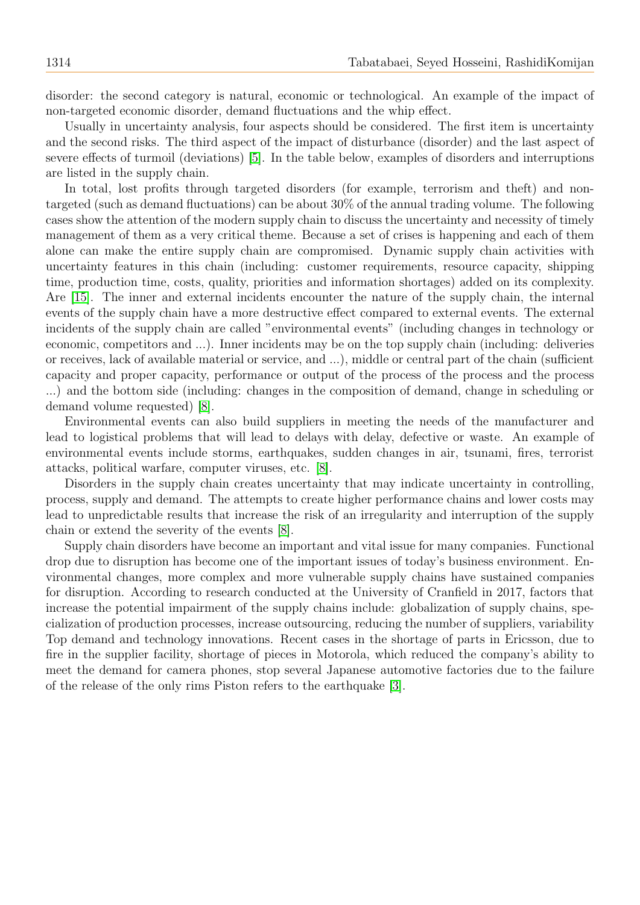disorder: the second category is natural, economic or technological. An example of the impact of non-targeted economic disorder, demand fluctuations and the whip effect.

Usually in uncertainty analysis, four aspects should be considered. The first item is uncertainty and the second risks. The third aspect of the impact of disturbance (disorder) and the last aspect of severe effects of turmoil (deviations) [5]. In the table below, examples of disorders and interruptions are listed in the supply chain.

In total, lost profits through targeted disorders (for example, terrorism and theft) and non-targeted (such as demand fluctuations) can be about 30% of the annual trading volume. The following cases show the attention of the modern supply chain to discuss the uncertainty and necessity of timely management of them as a very critical theme. Because a set of crises is happening and each of them alone can make the entire supply chain are compromised. Dynamic supply chain activities with uncertainty features in this chain (including: customer requirements, resource capacity, shipping time, production time, costs, quality, priorities and information shortages) added on its complexity. Are [15]. The inner and external incidents encounter the nature of the supply chain, the internal events of the supply chain have a more destructive effect compared to external events. The external incidents of the supply chain are called "environmental events" (including changes in technology or economic, competitors and ...). Inner incidents may be on the top supply chain (including: deliveries or receives, lack of available material or service, and ...), middle or central part of the chain (sufficient capacity and proper capacity, performance or output of the process of the process and the process ...) and the bottom side (including: changes in the composition of demand, change in scheduling or demand volume requested) [8].

Environmental events can also build suppliers in meeting the needs of the manufacturer and lead to logistical problems that will lead to delays with delay, defective or waste. An example of environmental events include storms, earthquakes, sudden changes in air, tsunami, fires, terrorist attacks, political warfare, computer viruses, etc. [8].

Disorders in the supply chain creates uncertainty that may indicate uncertainty in controlling, process, supply and demand. The attempts to create higher performance chains and lower costs may lead to unpredictable results that increase the risk of an irregularity and interruption of the supply chain or extend the severity of the events [8].

Supply chain disorders have become an important and vital issue for many companies. Functional drop due to disruption has become one of the important issues of today's business environment. Environmental changes, more complex and more vulnerable supply chains have sustained companies for disruption. According to research conducted at the University of Cranfield in 2017, factors that increase the potential impairment of the supply chains include: globalization of supply chains, specialization of production processes, increase outsourcing, reducing the number of suppliers, variability Top demand and technology innovations. Recent cases in the shortage of parts in Ericsson, due to fire in the supplier facility, shortage of pieces in Motorola, which reduced the company's ability to meet the demand for camera phones, stop several Japanese automotive factories due to the failure of the release of the only rims Piston refers to the earthquake [3].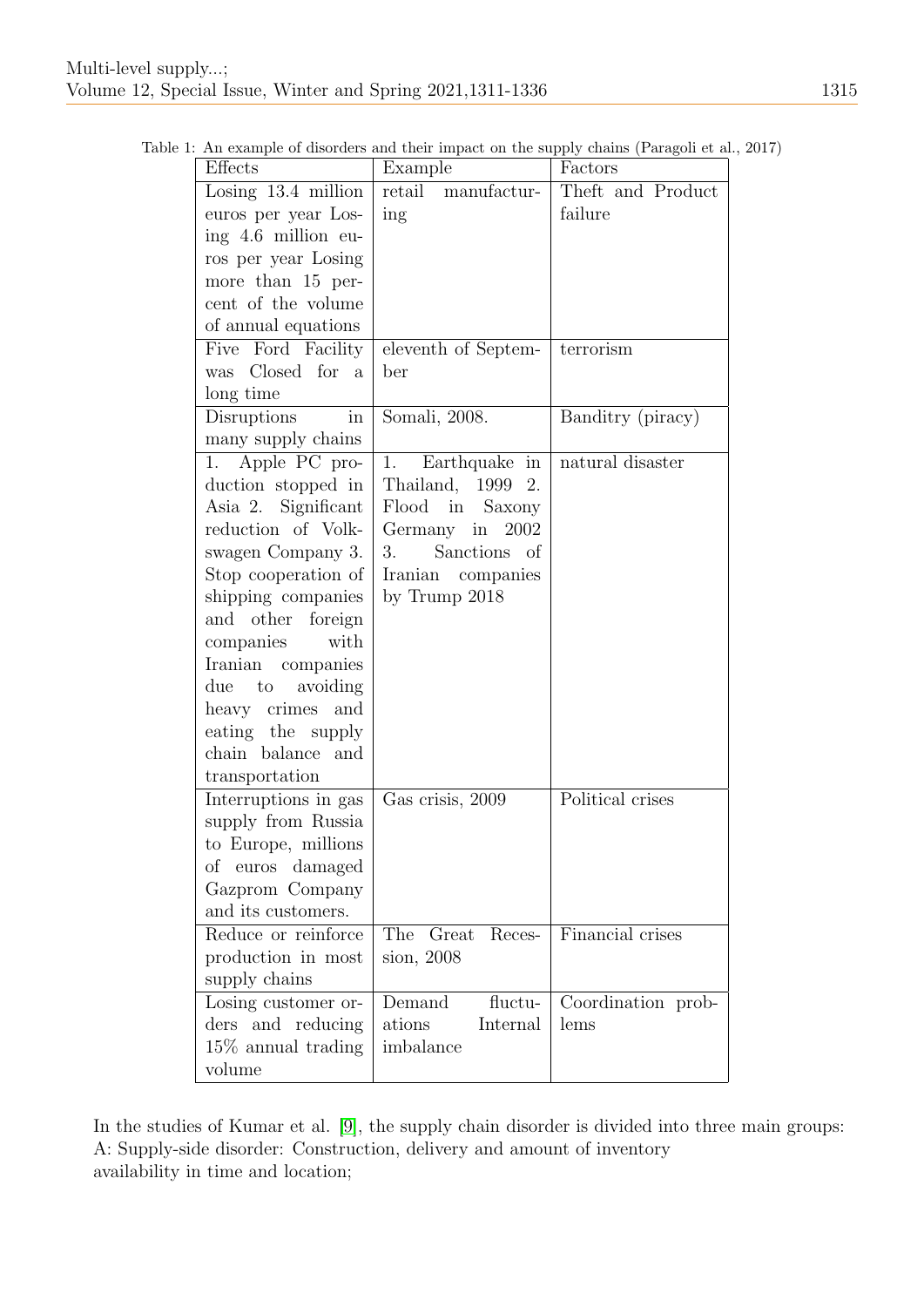Table 1: An example of disorders and their impact on the supply chains (Paragoli et al., 2017)

| Effects | Example | Factors |
| --- | --- | --- |
| Losing 13.4 million euros per year Losing 4.6 million euros per year Losing more than 15 percent of the volume of annual equations | retail manufacturing | Theft and Product failure |
| Five Ford Facility was Closed for a long time | eleventh of September | terrorism |
| Disruptions in many supply chains | Somali, 2008. | Banditry (piracy) |
| 1. Apple PC production stopped in Asia 2. Significant reduction of Volkswagen Company 3. Stop cooperation of shipping companies and other foreign companies with Iranian companies due to avoiding heavy crimes and eating the supply chain balance and transportation | 1. Earthquake in Thailand, 1999 2. Flood in Saxony Germany in 2002 3. Sanctions of Iranian companies by Trump 2018 | natural disaster |
| Interruptions in gas supply from Russia to Europe, millions of euros damaged Gazprom Company and its customers. | Gas crisis, 2009 | Political crises |
| Reduce or reinforce production in most supply chains | The Great Recession, 2008 | Financial crises |
| Losing customer orders and reducing 15% annual trading volume | Demand fluctuations Internal imbalance | Coordination problems |

In the studies of Kumar et al. [9], the supply chain disorder is divided into three main groups:
A: Supply-side disorder: Construction, delivery and amount of inventory availability in time and location;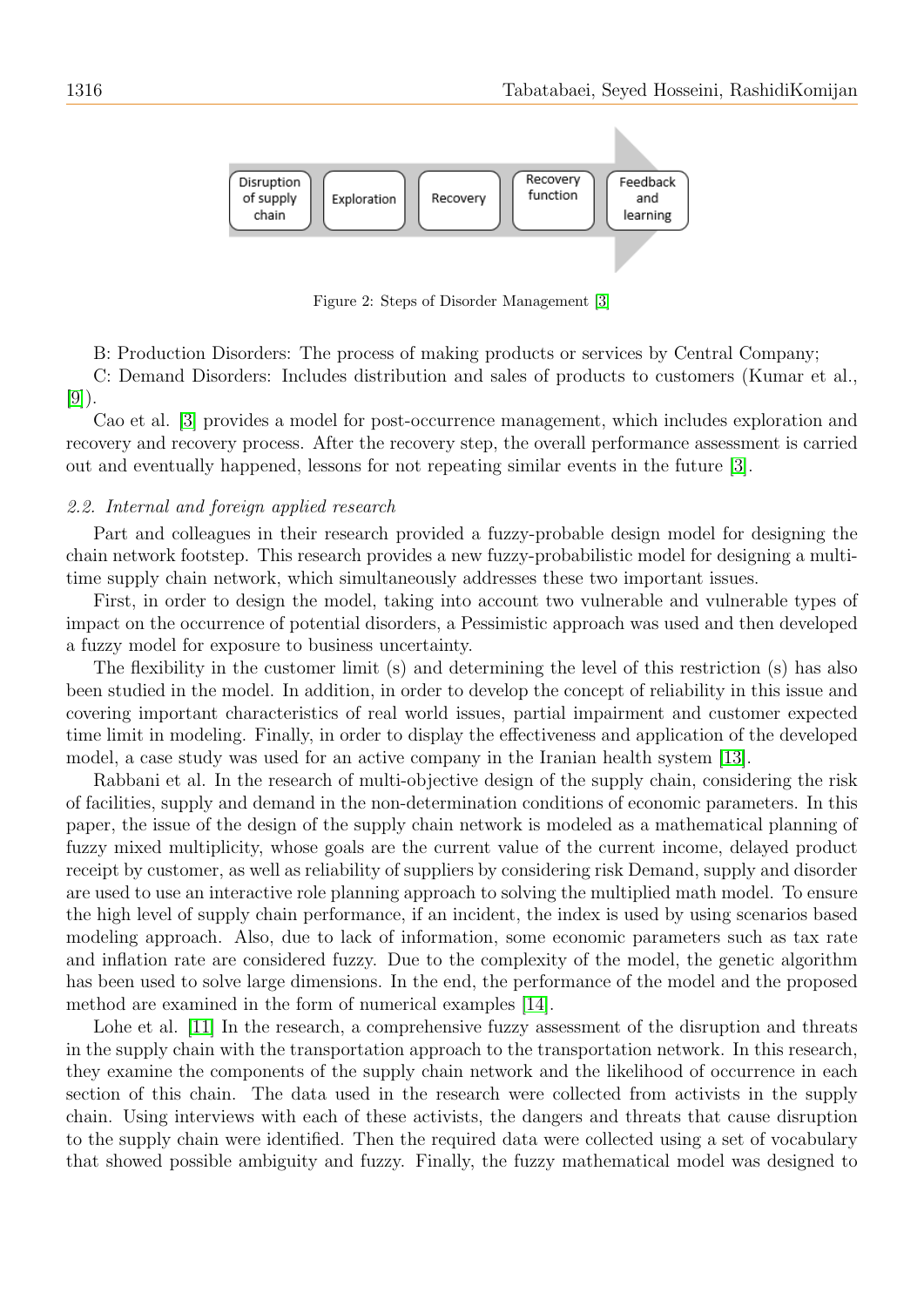Disruption of supply chain → Exploration → Recovery → Recovery function → Feedback and learning

Figure 2: Steps of Disorder Management [3]

B: Production Disorders: The process of making products or services by Central Company;

C: Demand Disorders: Includes distribution and sales of products to customers (Kumar et al., [9]).

Cao et al. [3] provides a model for post-occurrence management, which includes exploration and recovery and recovery process. After the recovery step, the overall performance assessment is carried out and eventually happened, lessons for not repeating similar events in the future [3].

### *2.2. Internal and foreign applied research*

Part and colleagues in their research provided a fuzzy-probable design model for designing the chain network footstep. This research provides a new fuzzy-probabilistic model for designing a multi-time supply chain network, which simultaneously addresses these two important issues.

First, in order to design the model, taking into account two vulnerable and vulnerable types of impact on the occurrence of potential disorders, a Pessimistic approach was used and then developed a fuzzy model for exposure to business uncertainty.

The flexibility in the customer limit (s) and determining the level of this restriction (s) has also been studied in the model. In addition, in order to develop the concept of reliability in this issue and covering important characteristics of real world issues, partial impairment and customer expected time limit in modeling. Finally, in order to display the effectiveness and application of the developed model, a case study was used for an active company in the Iranian health system [13].

Rabbani et al. In the research of multi-objective design of the supply chain, considering the risk of facilities, supply and demand in the non-determination conditions of economic parameters. In this paper, the issue of the design of the supply chain network is modeled as a mathematical planning of fuzzy mixed multiplicity, whose goals are the current value of the current income, delayed product receipt by customer, as well as reliability of suppliers by considering risk Demand, supply and disorder are used to use an interactive role planning approach to solving the multiplied math model. To ensure the high level of supply chain performance, if an incident, the index is used by using scenarios based modeling approach. Also, due to lack of information, some economic parameters such as tax rate and inflation rate are considered fuzzy. Due to the complexity of the model, the genetic algorithm has been used to solve large dimensions. In the end, the performance of the model and the proposed method are examined in the form of numerical examples [14].

Lohe et al. [11] In the research, a comprehensive fuzzy assessment of the disruption and threats in the supply chain with the transportation approach to the transportation network. In this research, they examine the components of the supply chain network and the likelihood of occurrence in each section of this chain. The data used in the research were collected from activists in the supply chain. Using interviews with each of these activists, the dangers and threats that cause disruption to the supply chain were identified. Then the required data were collected using a set of vocabulary that showed possible ambiguity and fuzzy. Finally, the fuzzy mathematical model was designed to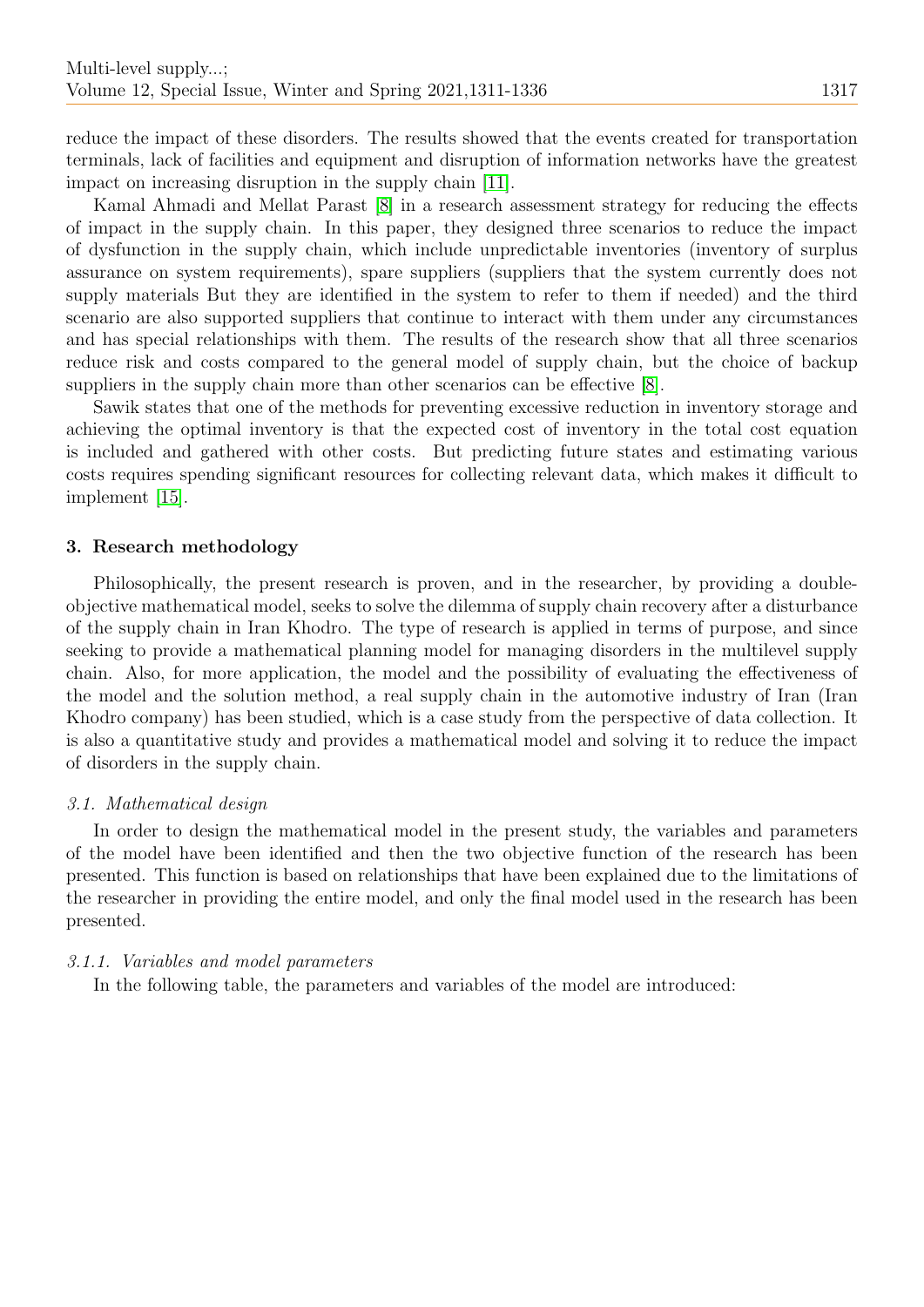reduce the impact of these disorders. The results showed that the events created for transportation terminals, lack of facilities and equipment and disruption of information networks have the greatest impact on increasing disruption in the supply chain [11].

Kamal Ahmadi and Mellat Parast [8] in a research assessment strategy for reducing the effects of impact in the supply chain. In this paper, they designed three scenarios to reduce the impact of dysfunction in the supply chain, which include unpredictable inventories (inventory of surplus assurance on system requirements), spare suppliers (suppliers that the system currently does not supply materials But they are identified in the system to refer to them if needed) and the third scenario are also supported suppliers that continue to interact with them under any circumstances and has special relationships with them. The results of the research show that all three scenarios reduce risk and costs compared to the general model of supply chain, but the choice of backup suppliers in the supply chain more than other scenarios can be effective [8].

Sawik states that one of the methods for preventing excessive reduction in inventory storage and achieving the optimal inventory is that the expected cost of inventory in the total cost equation is included and gathered with other costs. But predicting future states and estimating various costs requires spending significant resources for collecting relevant data, which makes it difficult to implement [15].

## 3. Research methodology

Philosophically, the present research is proven, and in the researcher, by providing a double-objective mathematical model, seeks to solve the dilemma of supply chain recovery after a disturbance of the supply chain in Iran Khodro. The type of research is applied in terms of purpose, and since seeking to provide a mathematical planning model for managing disorders in the multilevel supply chain. Also, for more application, the model and the possibility of evaluating the effectiveness of the model and the solution method, a real supply chain in the automotive industry of Iran (Iran Khodro company) has been studied, which is a case study from the perspective of data collection. It is also a quantitative study and provides a mathematical model and solving it to reduce the impact of disorders in the supply chain.

### *3.1. Mathematical design*

In order to design the mathematical model in the present study, the variables and parameters of the model have been identified and then the two objective function of the research has been presented. This function is based on relationships that have been explained due to the limitations of the researcher in providing the entire model, and only the final model used in the research has been presented.

#### *3.1.1. Variables and model parameters*

In the following table, the parameters and variables of the model are introduced: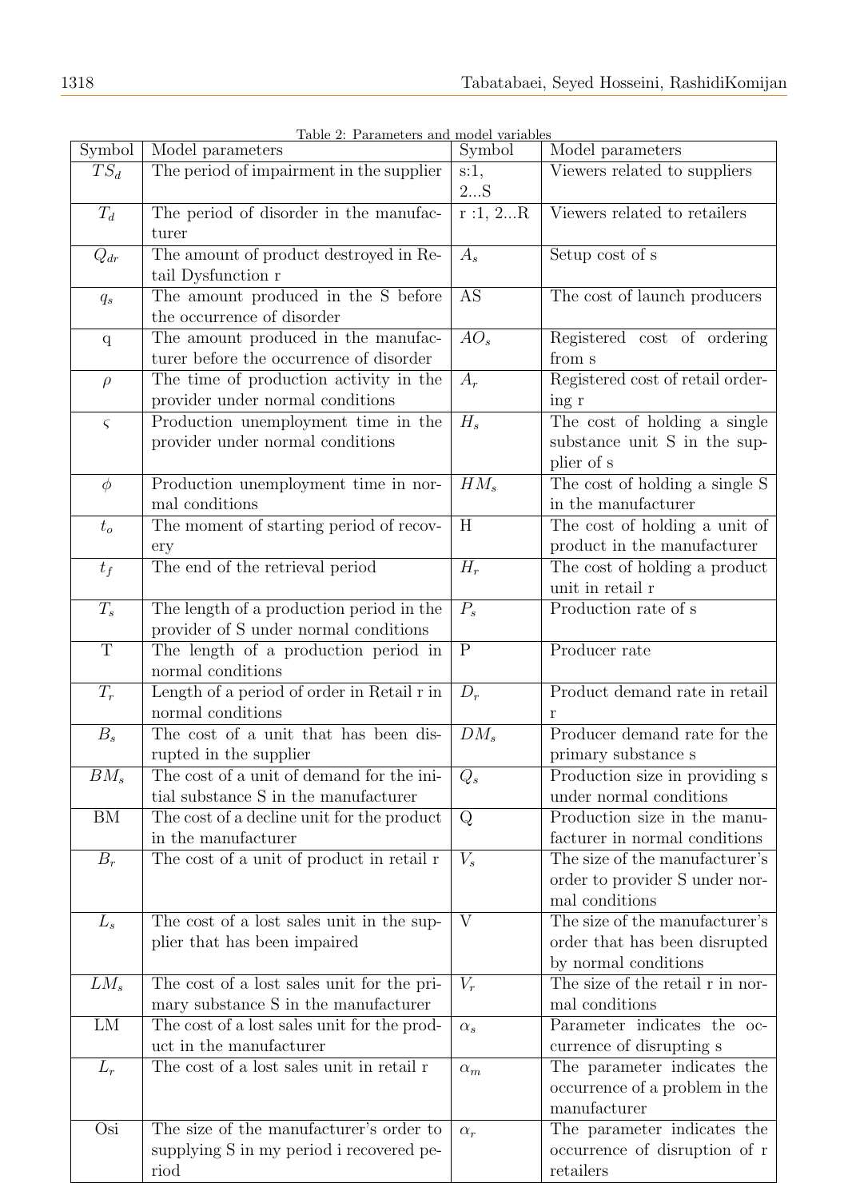Table 2: Parameters and model variables

| Symbol | Model parameters | Symbol | Model parameters |
|---|---|---|---|
| $TS_d$ | The period of impairment in the supplier | s:1, 2...S | Viewers related to suppliers |
| $T_d$ | The period of disorder in the manufacturer | r :1, 2...R | Viewers related to retailers |
| $Q_{dr}$ | The amount of product destroyed in Retail Dysfunction r | $A_s$ | Setup cost of s |
| $q_s$ | The amount produced in the S before the occurrence of disorder | AS | The cost of launch producers |
| q | The amount produced in the manufacturer before the occurrence of disorder | $AO_s$ | Registered cost of ordering from s |
| $\rho$ | The time of production activity in the provider under normal conditions | $A_r$ | Registered cost of retail ordering r |
| $\varsigma$ | Production unemployment time in the provider under normal conditions | $H_s$ | The cost of holding a single substance unit S in the supplier of s |
| $\phi$ | Production unemployment time in normal conditions | $HM_s$ | The cost of holding a single S in the manufacturer |
| $t_o$ | The moment of starting period of recovery | H | The cost of holding a unit of product in the manufacturer |
| $t_f$ | The end of the retrieval period | $H_r$ | The cost of holding a product unit in retail r |
| $T_s$ | The length of a production period in the provider of S under normal conditions | $P_s$ | Production rate of s |
| T | The length of a production period in normal conditions | P | Producer rate |
| $T_r$ | Length of a period of order in Retail r in normal conditions | $D_r$ | Product demand rate in retail r |
| $B_s$ | The cost of a unit that has been disrupted in the supplier | $DM_s$ | Producer demand rate for the primary substance s |
| $BM_s$ | The cost of a unit of demand for the initial substance S in the manufacturer | $Q_s$ | Production size in providing s under normal conditions |
| BM | The cost of a decline unit for the product in the manufacturer | Q | Production size in the manufacturer in normal conditions |
| $B_r$ | The cost of a unit of product in retail r | $V_s$ | The size of the manufacturer's order to provider S under normal conditions |
| $L_s$ | The cost of a lost sales unit in the supplier that has been impaired | V | The size of the manufacturer's order that has been disrupted by normal conditions |
| $LM_s$ | The cost of a lost sales unit for the primary substance S in the manufacturer | $V_r$ | The size of the retail r in normal conditions |
| LM | The cost of a lost sales unit for the product in the manufacturer | $\alpha_s$ | Parameter indicates the occurrence of disrupting s |
| $L_r$ | The cost of a lost sales unit in retail r | $\alpha_m$ | The parameter indicates the occurrence of a problem in the manufacturer |
| Osi | The size of the manufacturer's order to supplying S in my period i recovered period | $\alpha_r$ | The parameter indicates the occurrence of disruption of r retailers |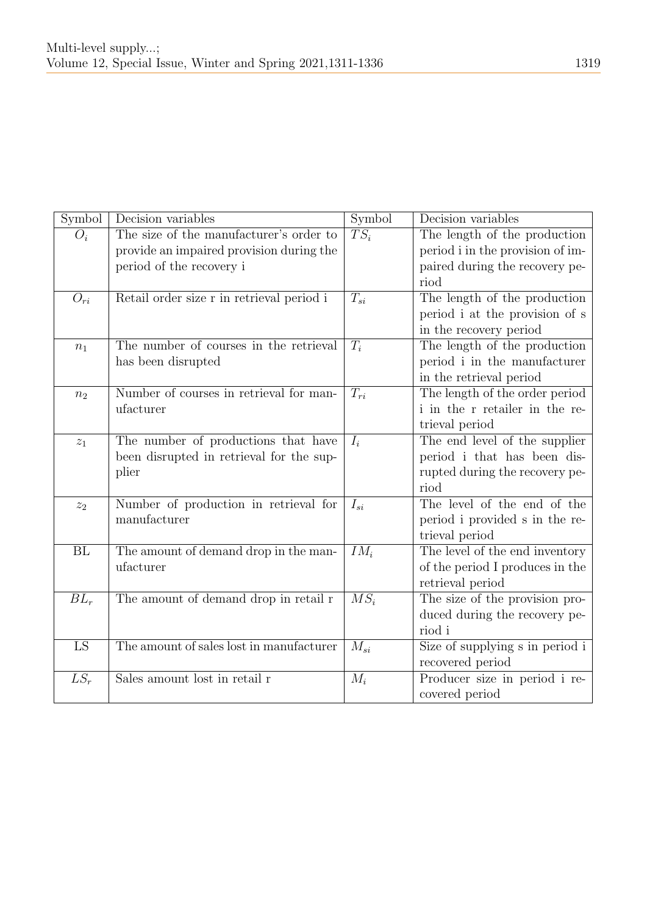| Symbol | Decision variables | Symbol | Decision variables |
| --- | --- | --- | --- |
| $O_i$ | The size of the manufacturer's order to provide an impaired provision during the period of the recovery i | $TS_i$ | The length of the production period i in the provision of impaired during the recovery period |
| $O_{ri}$ | Retail order size r in retrieval period i | $T_{si}$ | The length of the production period i at the provision of s in the recovery period |
| $n_1$ | The number of courses in the retrieval has been disrupted | $T_i$ | The length of the production period i in the manufacturer in the retrieval period |
| $n_2$ | Number of courses in retrieval for manufacturer | $T_{ri}$ | The length of the order period i in the r retailer in the retrieval period |
| $z_1$ | The number of productions that have been disrupted in retrieval for the supplier | $I_i$ | The end level of the supplier period i that has been disrupted during the recovery period |
| $z_2$ | Number of production in retrieval for manufacturer | $I_{si}$ | The level of the end of the period i provided s in the retrieval period |
| BL | The amount of demand drop in the manufacturer | $IM_i$ | The level of the end inventory of the period I produces in the retrieval period |
| $BL_r$ | The amount of demand drop in retail r | $MS_i$ | The size of the provision produced during the recovery period i |
| LS | The amount of sales lost in manufacturer | $M_{si}$ | Size of supplying s in period i recovered period |
| $LS_r$ | Sales amount lost in retail r | $M_i$ | Producer size in period i recovered period |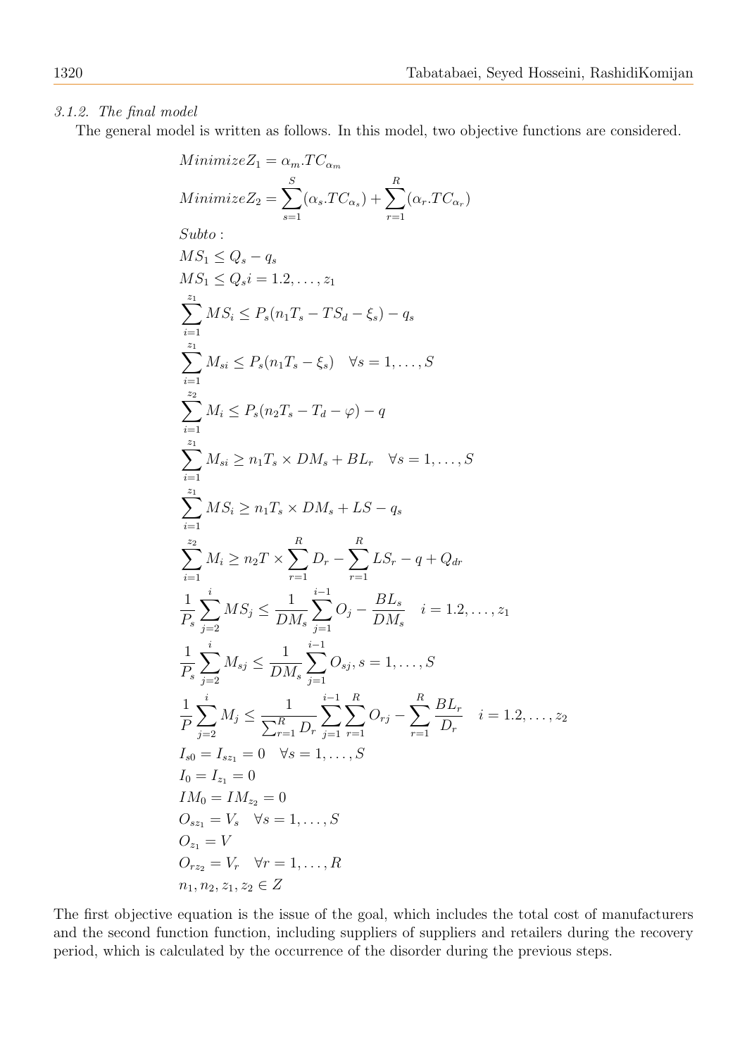*3.1.2. The final model*

The general model is written as follows. In this model, two objective functions are considered.

$$Minimize Z_1 = \alpha_m.TC_{\alpha_m}$$

$$Minimize Z_2 = \sum_{s=1}^{S}(\alpha_s.TC_{\alpha_s}) + \sum_{r=1}^{R}(\alpha_r.TC_{\alpha_r})$$

$$Subto:$$

$$MS_1 \leq Q_s - q_s$$

$$MS_1 \leq Q_s i = 1.2, \ldots, z_1$$

$$\sum_{i=1}^{z_1} MS_i \leq P_s(n_1 T_s - TS_d - \xi_s) - q_s$$

$$\sum_{i=1}^{z_1} M_{si} \leq P_s(n_1 T_s - \xi_s) \quad \forall s = 1, \ldots, S$$

$$\sum_{i=1}^{z_2} M_i \leq P_s(n_2 T_s - T_d - \varphi) - q$$

$$\sum_{i=1}^{z_1} M_{si} \geq n_1 T_s \times DM_s + BL_r \quad \forall s = 1, \ldots, S$$

$$\sum_{i=1}^{z_1} MS_i \geq n_1 T_s \times DM_s + LS - q_s$$

$$\sum_{i=1}^{z_2} M_i \geq n_2 T \times \sum_{r=1}^{R} D_r - \sum_{r=1}^{R} LS_r - q + Q_{dr}$$

$$\frac{1}{P_s}\sum_{j=2}^{i} MS_j \leq \frac{1}{DM_s}\sum_{j=1}^{i-1} O_j - \frac{BL_s}{DM_s} \quad i = 1.2, \ldots, z_1$$

$$\frac{1}{P_s}\sum_{j=2}^{i} M_{sj} \leq \frac{1}{DM_s}\sum_{j=1}^{i-1} O_{sj}, s = 1, \ldots, S$$

$$\frac{1}{P}\sum_{j=2}^{i} M_j \leq \frac{1}{\sum_{r=1}^{R} D_r}\sum_{j=1}^{i-1}\sum_{r=1}^{R} O_{rj} - \sum_{r=1}^{R}\frac{BL_r}{D_r} \quad i = 1.2, \ldots, z_2$$

$$I_{s0} = I_{sz_1} = 0 \quad \forall s = 1, \ldots, S$$

$$I_0 = I_{z_1} = 0$$

$$IM_0 = IM_{z_2} = 0$$

$$O_{sz_1} = V_s \quad \forall s = 1, \ldots, S$$

$$O_{z_1} = V$$

$$O_{rz_2} = V_r \quad \forall r = 1, \ldots, R$$

$$n_1, n_2, z_1, z_2 \in Z$$

The first objective equation is the issue of the goal, which includes the total cost of manufacturers and the second function function, including suppliers of suppliers and retailers during the recovery period, which is calculated by the occurrence of the disorder during the previous steps.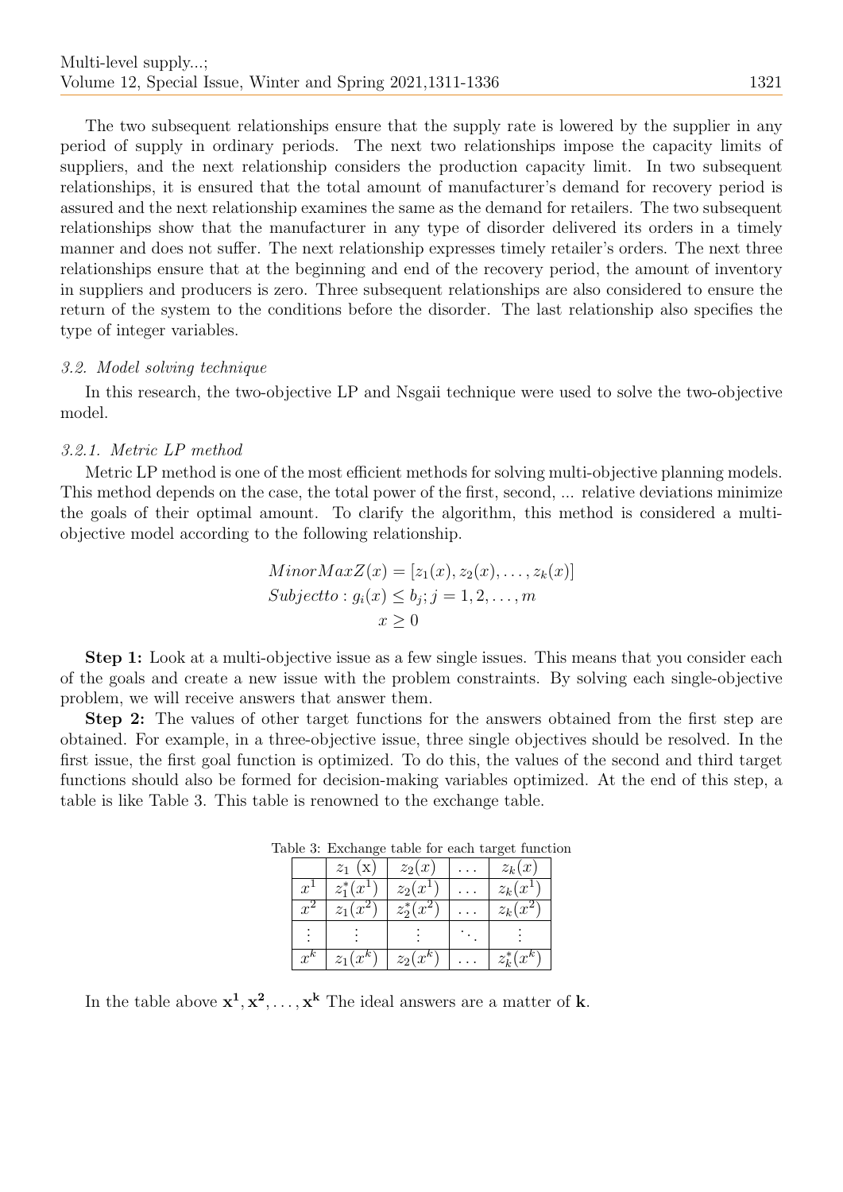The two subsequent relationships ensure that the supply rate is lowered by the supplier in any period of supply in ordinary periods. The next two relationships impose the capacity limits of suppliers, and the next relationship considers the production capacity limit. In two subsequent relationships, it is ensured that the total amount of manufacturer's demand for recovery period is assured and the next relationship examines the same as the demand for retailers. The two subsequent relationships show that the manufacturer in any type of disorder delivered its orders in a timely manner and does not suffer. The next relationship expresses timely retailer's orders. The next three relationships ensure that at the beginning and end of the recovery period, the amount of inventory in suppliers and producers is zero. Three subsequent relationships are also considered to ensure the return of the system to the conditions before the disorder. The last relationship also specifies the type of integer variables.

### *3.2. Model solving technique*

In this research, the two-objective LP and Nsgaii technique were used to solve the two-objective model.

#### *3.2.1. Metric LP method*

Metric LP method is one of the most efficient methods for solving multi-objective planning models. This method depends on the case, the total power of the first, second, ... relative deviations minimize the goals of their optimal amount. To clarify the algorithm, this method is considered a multi-objective model according to the following relationship.

$$
\begin{aligned}
&MinorMaxZ(x) = [z_1(x), z_2(x), \ldots, z_k(x)] \\
&Subjectto : g_i(x) \leq b_j; j = 1, 2, \ldots, m \\
&x \geq 0
\end{aligned}
$$

**Step 1:** Look at a multi-objective issue as a few single issues. This means that you consider each of the goals and create a new issue with the problem constraints. By solving each single-objective problem, we will receive answers that answer them.

**Step 2:** The values of other target functions for the answers obtained from the first step are obtained. For example, in a three-objective issue, three single objectives should be resolved. In the first issue, the first goal function is optimized. To do this, the values of the second and third target functions should also be formed for decision-making variables optimized. At the end of this step, a table is like Table 3. This table is renowned to the exchange table.

Table 3: Exchange table for each target function

| | $z_1$ (x) | $z_2(x)$ | $\ldots$ | $z_k(x)$ |
|---|---|---|---|---|
| $x^1$ | $z_1^*(x^1)$ | $z_2(x^1)$ | $\ldots$ | $z_k(x^1)$ |
| $x^2$ | $z_1(x^2)$ | $z_2^*(x^2)$ | $\ldots$ | $z_k(x^2)$ |
| $\vdots$ | $\vdots$ | $\vdots$ | $\ddots$ | $\vdots$ |
| $x^k$ | $z_1(x^k)$ | $z_2(x^k)$ | $\ldots$ | $z_k^*(x^k)$ |

In the table above $\mathbf{x^1}, \mathbf{x^2}, \ldots, \mathbf{x^k}$ The ideal answers are a matter of $\mathbf{k}$.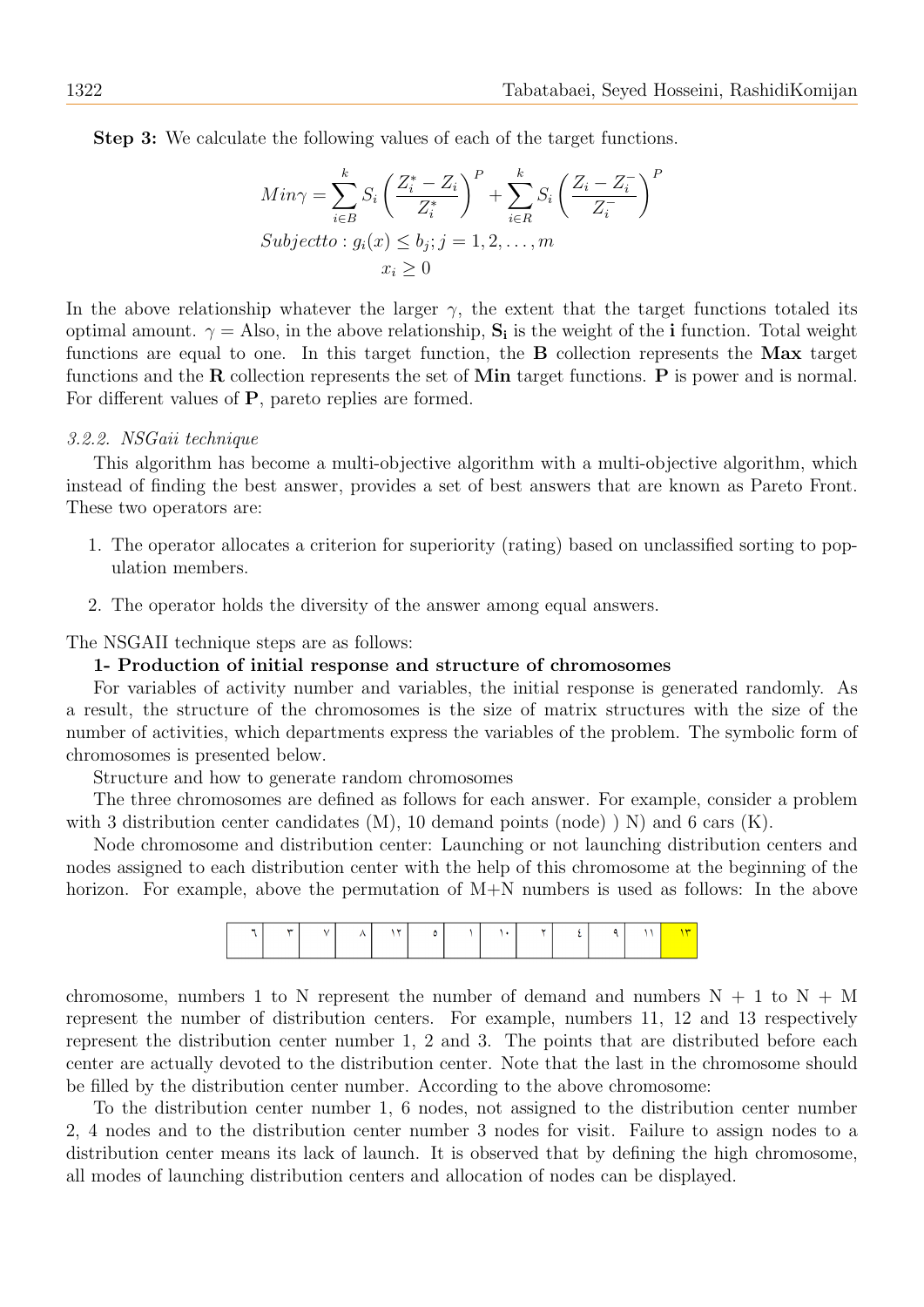**Step 3:** We calculate the following values of each of the target functions.

$$
\begin{aligned}
&Min\gamma = \sum_{i\in B}^{k} S_i \left(\frac{Z_i^* - Z_i}{Z_i^*}\right)^P + \sum_{i\in R}^{k} S_i \left(\frac{Z_i - Z_i^-}{Z_i^-}\right)^P \\
&Subjectto : g_i(x) \leq b_j; j = 1, 2, \ldots, m \\
&x_i \geq 0
\end{aligned}
$$

In the above relationship whatever the larger $\gamma$, the extent that the target functions totaled its optimal amount. $\gamma =$ Also, in the above relationship, $\mathbf{S_i}$ is the weight of the **i** function. Total weight functions are equal to one. In this target function, the **B** collection represents the **Max** target functions and the **R** collection represents the set of **Min** target functions. **P** is power and is normal. For different values of **P**, pareto replies are formed.

*3.2.2. NSGaii technique*

This algorithm has become a multi-objective algorithm with a multi-objective algorithm, which instead of finding the best answer, provides a set of best answers that are known as Pareto Front. These two operators are:

1. The operator allocates a criterion for superiority (rating) based on unclassified sorting to population members.
2. The operator holds the diversity of the answer among equal answers.

The NSGAII technique steps are as follows:

**1- Production of initial response and structure of chromosomes**

For variables of activity number and variables, the initial response is generated randomly. As a result, the structure of the chromosomes is the size of matrix structures with the size of the number of activities, which departments express the variables of the problem. The symbolic form of chromosomes is presented below.

Structure and how to generate random chromosomes

The three chromosomes are defined as follows for each answer. For example, consider a problem with 3 distribution center candidates (M), 10 demand points (node) ) N) and 6 cars (K).

Node chromosome and distribution center: Launching or not launching distribution centers and nodes assigned to each distribution center with the help of this chromosome at the beginning of the horizon. For example, above the permutation of M+N numbers is used as follows: In the above

| ٦ | ٣ | ٧ | ٨ | ١٢ | ٥ | ١ | ١٠ | ٢ | ٤ | ٩ | ١١ | ١٣ |
|---|---|---|---|---|---|---|---|---|---|---|---|---|

chromosome, numbers 1 to N represent the number of demand and numbers N + 1 to N + M represent the number of distribution centers. For example, numbers 11, 12 and 13 respectively represent the distribution center number 1, 2 and 3. The points that are distributed before each center are actually devoted to the distribution center. Note that the last in the chromosome should be filled by the distribution center number. According to the above chromosome:

To the distribution center number 1, 6 nodes, not assigned to the distribution center number 2, 4 nodes and to the distribution center number 3 nodes for visit. Failure to assign nodes to a distribution center means its lack of launch. It is observed that by defining the high chromosome, all modes of launching distribution centers and allocation of nodes can be displayed.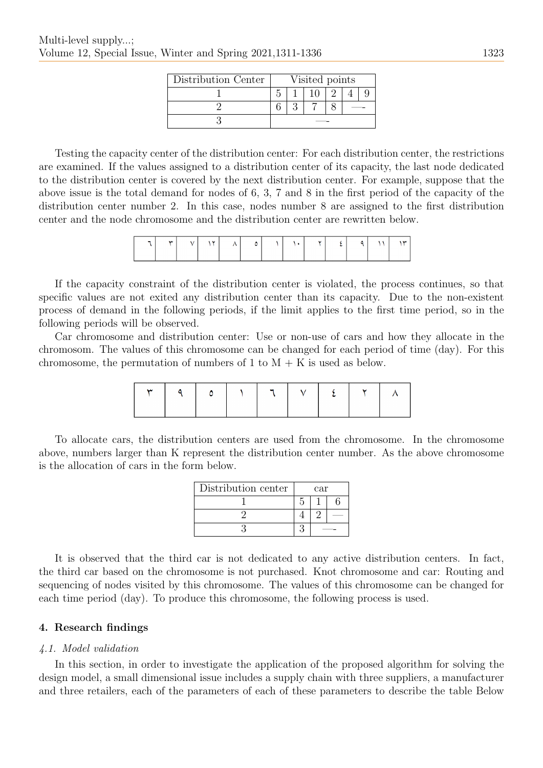| Distribution Center | Visited points | | | | | |
|---|---|---|---|---|---|---|
| 1 | 5 | 1 | 10 | 2 | 4 | 9 |
| 2 | 6 | 3 | 7 | 8 | — | |
| 3 | — | | | | | |

Testing the capacity center of the distribution center: For each distribution center, the restrictions are examined. If the values assigned to a distribution center of its capacity, the last node dedicated to the distribution center is covered by the next distribution center. For example, suppose that the above issue is the total demand for nodes of 6, 3, 7 and 8 in the first period of the capacity of the distribution center number 2. In this case, nodes number 8 are assigned to the first distribution center and the node chromosome and the distribution center are rewritten below.

| ٦ | ٣ | ٧ | ١٢ | ٨ | ٥ | ١ | ١٠ | ٢ | ٤ | ٩ | ١١ | ١٣ |
|---|---|---|---|---|---|---|---|---|---|---|---|---|

If the capacity constraint of the distribution center is violated, the process continues, so that specific values are not exited any distribution center than its capacity. Due to the non-existent process of demand in the following periods, if the limit applies to the first time period, so in the following periods will be observed.

Car chromosome and distribution center: Use or non-use of cars and how they allocate in the chromosom. The values of this chromosome can be changed for each period of time (day). For this chromosome, the permutation of numbers of 1 to M + K is used as below.

| ٣ | ٩ | ٥ | ١ | ٦ | ٧ | ٤ | ٢ | ٨ |
|---|---|---|---|---|---|---|---|---|

To allocate cars, the distribution centers are used from the chromosome. In the chromosome above, numbers larger than K represent the distribution center number. As the above chromosome is the allocation of cars in the form below.

| Distribution center | car | | |
|---|---|---|---|
| 1 | 5 | 1 | 6 |
| 2 | 4 | 2 | — |
| 3 | 3 | — | |

It is observed that the third car is not dedicated to any active distribution centers. In fact, the third car based on the chromosome is not purchased. Knot chromosome and car: Routing and sequencing of nodes visited by this chromosome. The values of this chromosome can be changed for each time period (day). To produce this chromosome, the following process is used.

## 4. Research findings

### *4.1. Model validation*

In this section, in order to investigate the application of the proposed algorithm for solving the design model, a small dimensional issue includes a supply chain with three suppliers, a manufacturer and three retailers, each of the parameters of each of these parameters to describe the table Below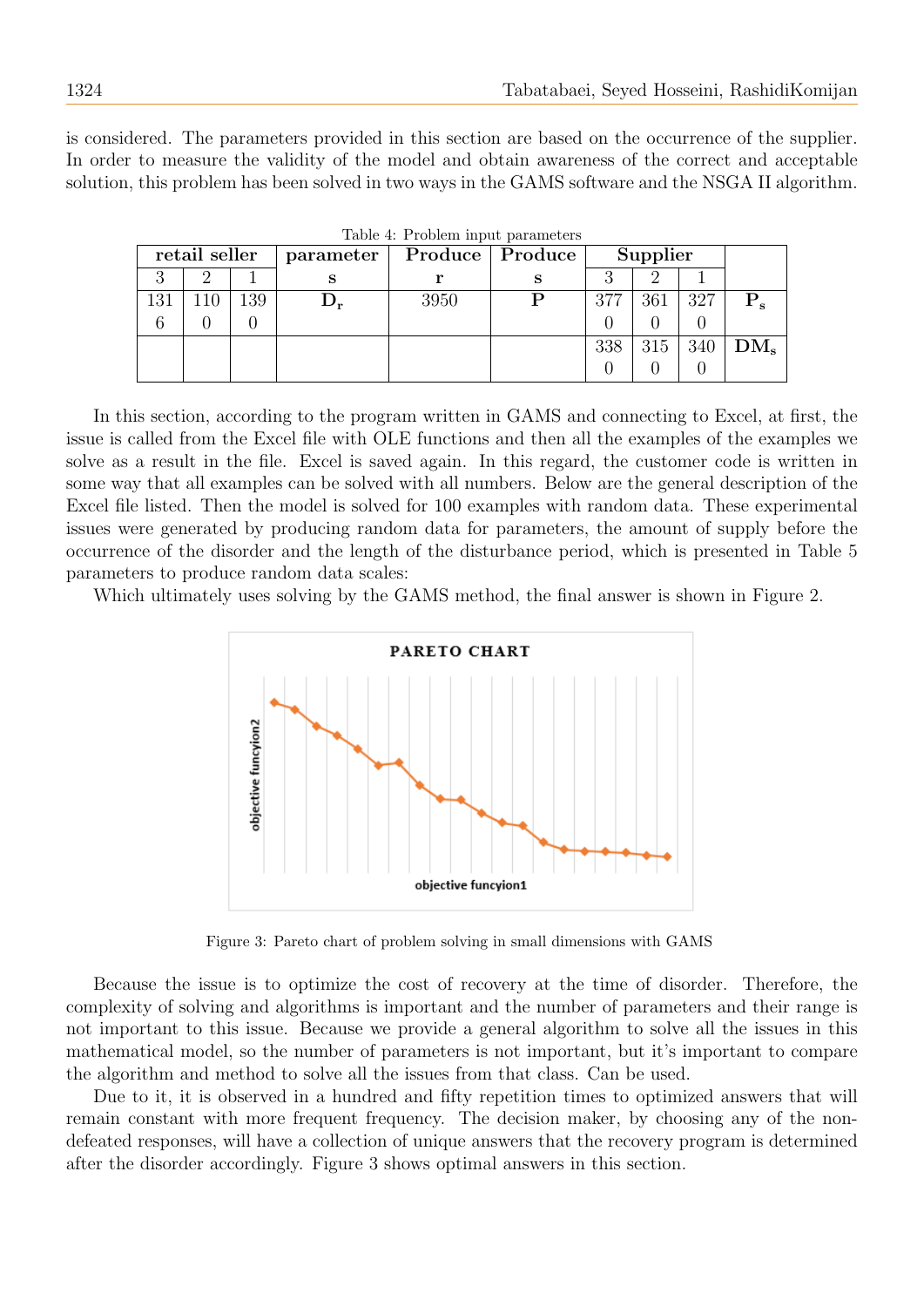is considered. The parameters provided in this section are based on the occurrence of the supplier. In order to measure the validity of the model and obtain awareness of the correct and acceptable solution, this problem has been solved in two ways in the GAMS software and the NSGA II algorithm.

Table 4: Problem input parameters

| retail seller | | | parameter | Produce | Produce | Supplier | | | |
|---|---|---|---|---|---|---|---|---|---|
| 3 | 2 | 1 | s | r | s | 3 | 2 | 1 | |
| 1316 | 1100 | 1390 | $\mathbf{D_r}$ | 3950 | **P** | 3770 | 3610 | 3270 | $\mathbf{P_s}$ |
| | | | | | | 3380 | 3150 | 3400 | $\mathbf{DM_s}$ |

In this section, according to the program written in GAMS and connecting to Excel, at first, the issue is called from the Excel file with OLE functions and then all the examples of the examples we solve as a result in the file. Excel is saved again. In this regard, the customer code is written in some way that all examples can be solved with all numbers. Below are the general description of the Excel file listed. Then the model is solved for 100 examples with random data. These experimental issues were generated by producing random data for parameters, the amount of supply before the occurrence of the disorder and the length of the disturbance period, which is presented in Table 5 parameters to produce random data scales:

Which ultimately uses solving by the GAMS method, the final answer is shown in Figure 2.

Figure 3: Pareto chart of problem solving in small dimensions with GAMS

Because the issue is to optimize the cost of recovery at the time of disorder. Therefore, the complexity of solving and algorithms is important and the number of parameters and their range is not important to this issue. Because we provide a general algorithm to solve all the issues in this mathematical model, so the number of parameters is not important, but it's important to compare the algorithm and method to solve all the issues from that class. Can be used.

Due to it, it is observed in a hundred and fifty repetition times to optimized answers that will remain constant with more frequent frequency. The decision maker, by choosing any of the non-defeated responses, will have a collection of unique answers that the recovery program is determined after the disorder accordingly. Figure 3 shows optimal answers in this section.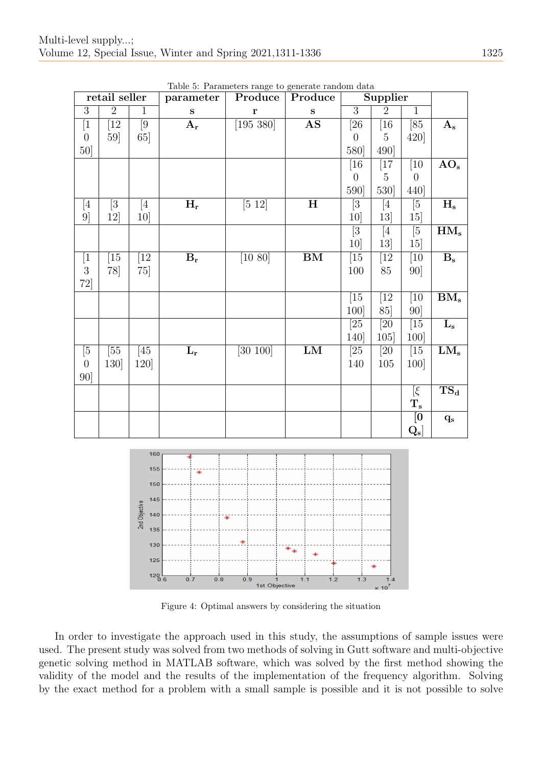Table 5: Parameters range to generate random data

| retail seller | | | parameters | Producer | Produces | Supplier | | | |
|---|---|---|---|---|---|---|---|---|---|
| 3 | 2 | 1 | | | | 3 | 2 | 1 | |
| [10 50] | [12 59] | [9 65] | $\mathbf{A_r}$ | [195 380] | **AS** | [260 580] | [165 490] | [85 420] | $\mathbf{A_s}$ |
| | | | | | | [160 590] | [175 530] | [100 440] | $\mathbf{AO_s}$ |
| [4 9] | [3 12] | [4 10] | $\mathbf{H_r}$ | [5 12] | **H** | [3 10] | [4 13] | [5 15] | $\mathbf{H_s}$ |
| | | | | | | [3 10] | [4 13] | [5 15] | $\mathbf{HM_s}$ |
| [13 72] | [15 78] | [12 75] | $\mathbf{B_r}$ | [10 80] | **BM** | [15 100 | [12 85 | [10 90] | $\mathbf{B_s}$ |
| | | | | | | [15 100] | [12 85] | [10 90] | $\mathbf{BM_s}$ |
| | | | | | | [25 140] | [20 105] | [15 100] | $\mathbf{L_s}$ |
| [50 90] | [55 130] | [45 120] | $\mathbf{L_r}$ | [30 100] | **LM** | [25 140 | [20 105 | [15 100] | $\mathbf{LM_s}$ |
| | | | | | | | | [$\xi$ $\mathbf{T_s}$ | $\mathbf{TS_d}$ |
| | | | | | | | | [0 $\mathbf{Q_s}$] | $\mathbf{q_s}$ |

Figure 4: Optimal answers by considering the situation

In order to investigate the approach used in this study, the assumptions of sample issues were used. The present study was solved from two methods of solving in Gutt software and multi-objective genetic solving method in MATLAB software, which was solved by the first method showing the validity of the model and the results of the implementation of the frequency algorithm. Solving by the exact method for a problem with a small sample is possible and it is not possible to solve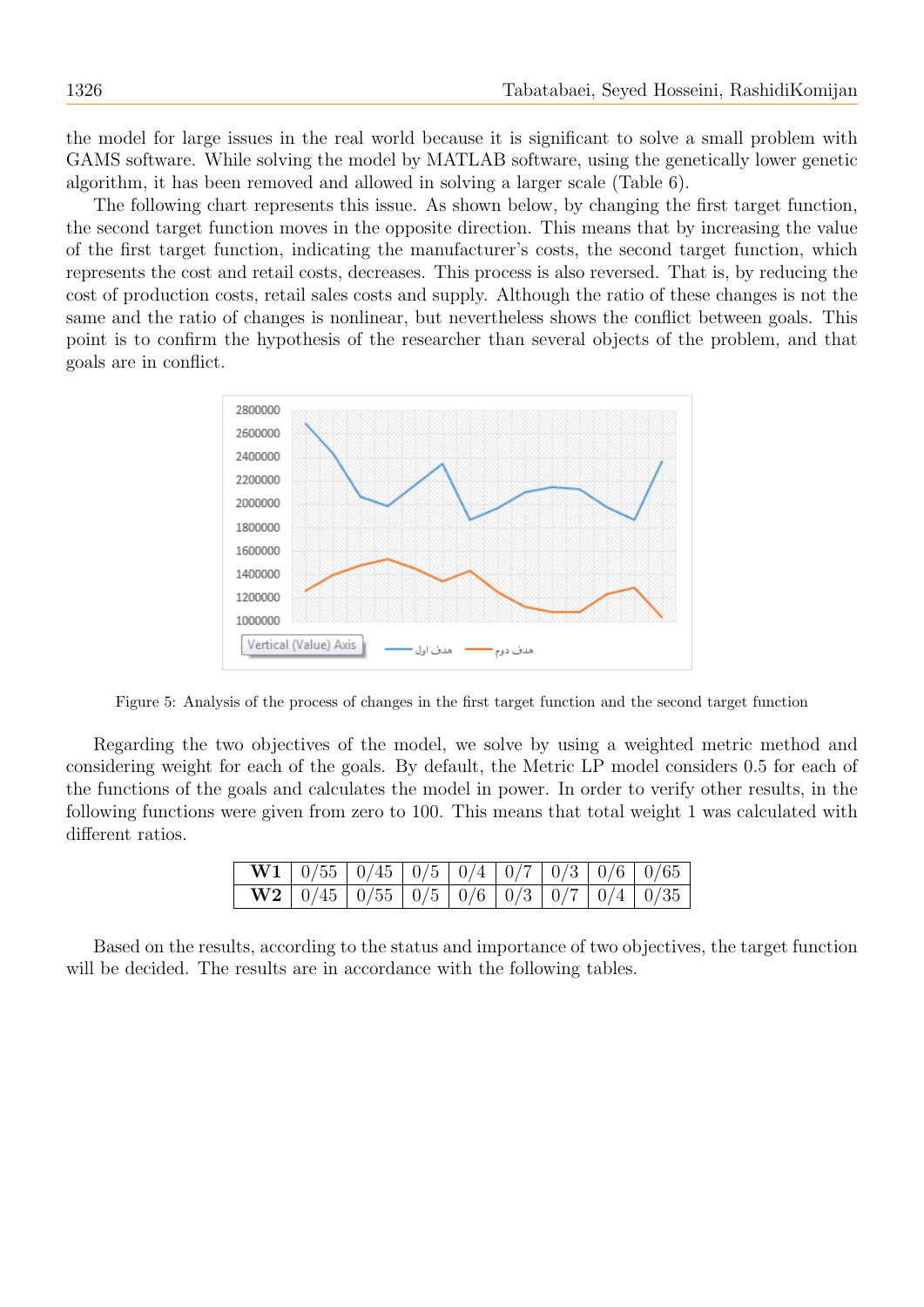the model for large issues in the real world because it is significant to solve a small problem with GAMS software. While solving the model by MATLAB software, using the genetically lower genetic algorithm, it has been removed and allowed in solving a larger scale (Table 6).

The following chart represents this issue. As shown below, by changing the first target function, the second target function moves in the opposite direction. This means that by increasing the value of the first target function, indicating the manufacturer's costs, the second target function, which represents the cost and retail costs, decreases. This process is also reversed. That is, by reducing the cost of production costs, retail sales costs and supply. Although the ratio of these changes is not the same and the ratio of changes is nonlinear, but nevertheless shows the conflict between goals. This point is to confirm the hypothesis of the researcher than several objects of the problem, and that goals are in conflict.

Figure 5: Analysis of the process of changes in the first target function and the second target function

Regarding the two objectives of the model, we solve by using a weighted metric method and considering weight for each of the goals. By default, the Metric LP model considers 0.5 for each of the functions of the goals and calculates the model in power. In order to verify other results, in the following functions were given from zero to 100. This means that total weight 1 was calculated with different ratios.

| **W1** | 0/55 | 0/45 | 0/5 | 0/4 | 0/7 | 0/3 | 0/6 | 0/65 |
|---|---|---|---|---|---|---|---|---|
| **W2** | 0/45 | 0/55 | 0/5 | 0/6 | 0/3 | 0/7 | 0/4 | 0/35 |

Based on the results, according to the status and importance of two objectives, the target function will be decided. The results are in accordance with the following tables.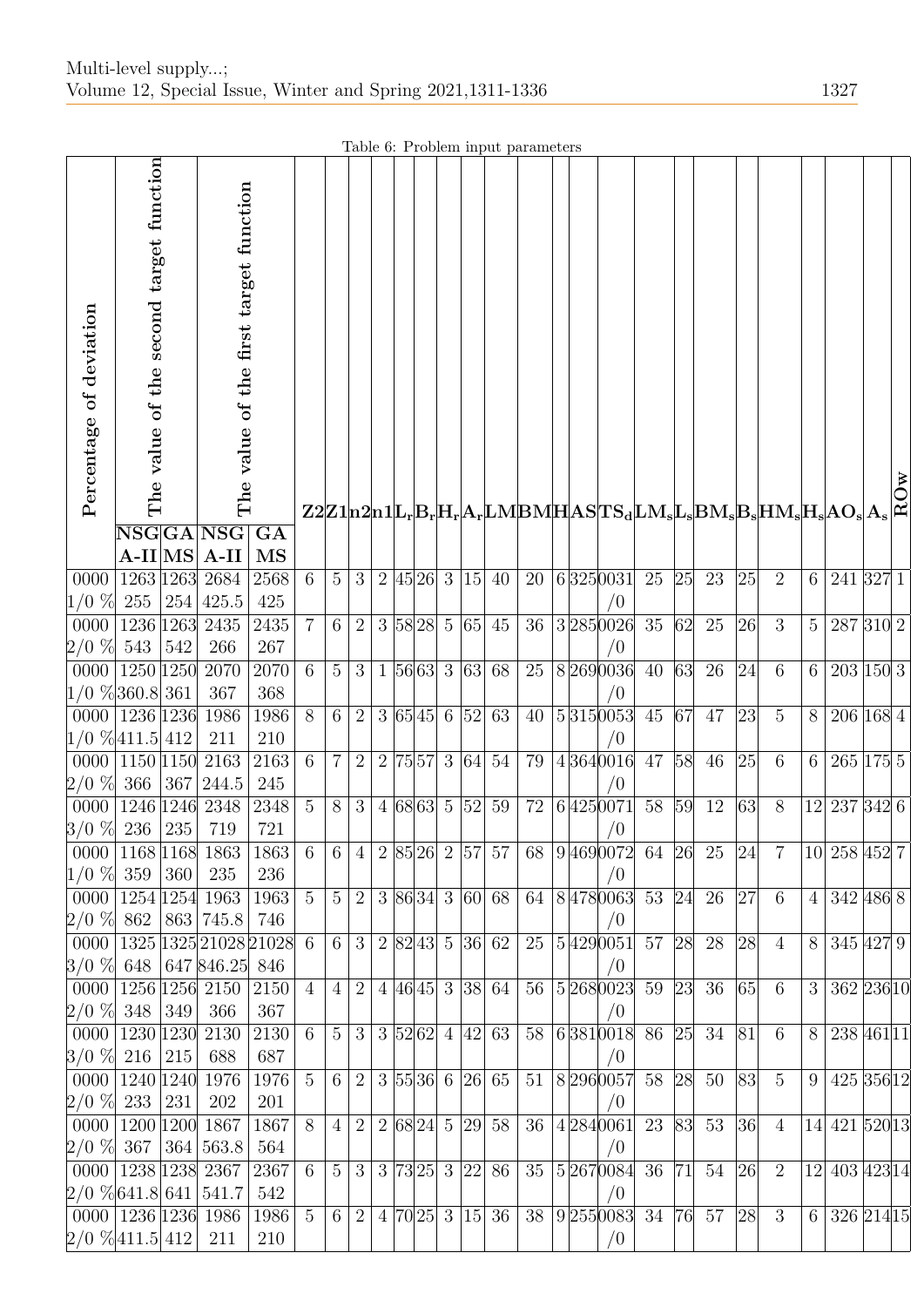Table 6: Problem input parameters

| Percentage of deviation | The value of the second target function | | The value of the first target function | | Z2 | Z1 | n2 | n1 | $L_r$ | $B_r$ | $H_r$ | $A_r$ | LM | BM | H | AS | $TS_d$ | $LM_s$ | $L_s$ | $BM_s$ | $B_s$ | $HM_s$ | $H_s$ | $AO_s$ | $A_s$ | ROw |
|---|---|---|---|---|---|---|---|---|---|---|---|---|---|---|---|---|---|---|---|---|---|---|---|---|---|---|
| | NSGA-II | GAMS | NSGA-II | GAMS | | | | | | | | | | | | | | | | | | | | | | |
| 00001/0 % | 1263 255 | 1263 254 | 2684 425.5 | 2568 425 | 6 | 5 | 3 | 2 | 45 | 26 | 3 | 15 | 40 | 20 | 6 | 325 | 0031/0 | 25 | 25 | 23 | 25 | 2 | 6 | 241 | 327 | 1 |
| 00002/0 % | 1236 543 | 1263 542 | 2435 266 | 2435 267 | 7 | 6 | 2 | 3 | 58 | 28 | 5 | 65 | 45 | 36 | 3 | 285 | 0026/0 | 35 | 62 | 25 | 26 | 3 | 5 | 287 | 310 | 2 |
| 00001/0 % | 1250 360.8 | 1250 361 | 2070 367 | 2070 368 | 6 | 5 | 3 | 1 | 56 | 63 | 3 | 63 | 68 | 25 | 8 | 269 | 0036/0 | 40 | 63 | 26 | 24 | 6 | 6 | 203 | 150 | 3 |
| 00001/0 % | 1236 411.5 | 1236 412 | 1986 211 | 1986 210 | 8 | 6 | 2 | 3 | 65 | 45 | 6 | 52 | 63 | 40 | 5 | 315 | 0053/0 | 45 | 67 | 47 | 23 | 5 | 8 | 206 | 168 | 4 |
| 00002/0 % | 1150 366 | 1150 367 | 2163 244.5 | 2163 245 | 6 | 7 | 2 | 2 | 75 | 57 | 3 | 64 | 54 | 79 | 4 | 364 | 0016/0 | 47 | 58 | 46 | 25 | 6 | 6 | 265 | 175 | 5 |
| 00003/0 % | 1246 236 | 1246 235 | 2348 719 | 2348 721 | 5 | 8 | 3 | 4 | 68 | 63 | 5 | 52 | 59 | 72 | 6 | 425 | 0071/0 | 58 | 59 | 12 | 63 | 8 | 12 | 237 | 342 | 6 |
| 00001/0 % | 1168 359 | 1168 360 | 1863 235 | 1863 236 | 6 | 6 | 4 | 2 | 85 | 26 | 2 | 57 | 57 | 68 | 9 | 469 | 0072/0 | 64 | 26 | 25 | 24 | 7 | 10 | 258 | 452 | 7 |
| 00002/0 % | 1254 862 | 1254 863 | 1963 745.8 | 1963 746 | 5 | 5 | 2 | 3 | 86 | 34 | 3 | 60 | 68 | 64 | 8 | 478 | 0063/0 | 53 | 24 | 26 | 27 | 6 | 4 | 342 | 486 | 8 |
| 00003/0 % | 1325 648 | 1325 647 | 21028 846.25 | 21028 846 | 6 | 6 | 3 | 2 | 82 | 43 | 5 | 36 | 62 | 25 | 5 | 429 | 0051/0 | 57 | 28 | 28 | 28 | 4 | 8 | 345 | 427 | 9 |
| 00002/0 % | 1256 348 | 1256 349 | 2150 366 | 2150 367 | 4 | 4 | 2 | 4 | 46 | 45 | 3 | 38 | 64 | 56 | 5 | 268 | 0023/0 | 59 | 23 | 36 | 65 | 6 | 3 | 362 | 236 | 10 |
| 00003/0 % | 1230 216 | 1230 215 | 2130 688 | 2130 687 | 6 | 5 | 3 | 3 | 52 | 62 | 4 | 42 | 63 | 58 | 6 | 381 | 0018/0 | 86 | 25 | 34 | 81 | 6 | 8 | 238 | 461 | 11 |
| 00002/0 % | 1240 233 | 1240 231 | 1976 202 | 1976 201 | 5 | 6 | 2 | 3 | 55 | 36 | 6 | 26 | 65 | 51 | 8 | 296 | 0057/0 | 58 | 28 | 50 | 83 | 5 | 9 | 425 | 356 | 12 |
| 00002/0 % | 1200 367 | 1200 364 | 1867 563.8 | 1867 564 | 8 | 4 | 2 | 2 | 68 | 24 | 5 | 29 | 58 | 36 | 4 | 284 | 0061/0 | 23 | 83 | 53 | 36 | 4 | 14 | 421 | 520 | 13 |
| 00002/0 % | 1238 641.8 | 1238 641 | 2367 541.7 | 2367 542 | 6 | 5 | 3 | 3 | 73 | 25 | 3 | 22 | 86 | 35 | 5 | 267 | 0084/0 | 36 | 71 | 54 | 26 | 2 | 12 | 403 | 423 | 14 |
| 00002/0 % | 1236 411.5 | 1236 412 | 1986 211 | 1986 210 | 5 | 6 | 2 | 4 | 70 | 25 | 3 | 15 | 36 | 38 | 9 | 255 | 0083/0 | 34 | 76 | 57 | 28 | 3 | 6 | 326 | 214 | 15 |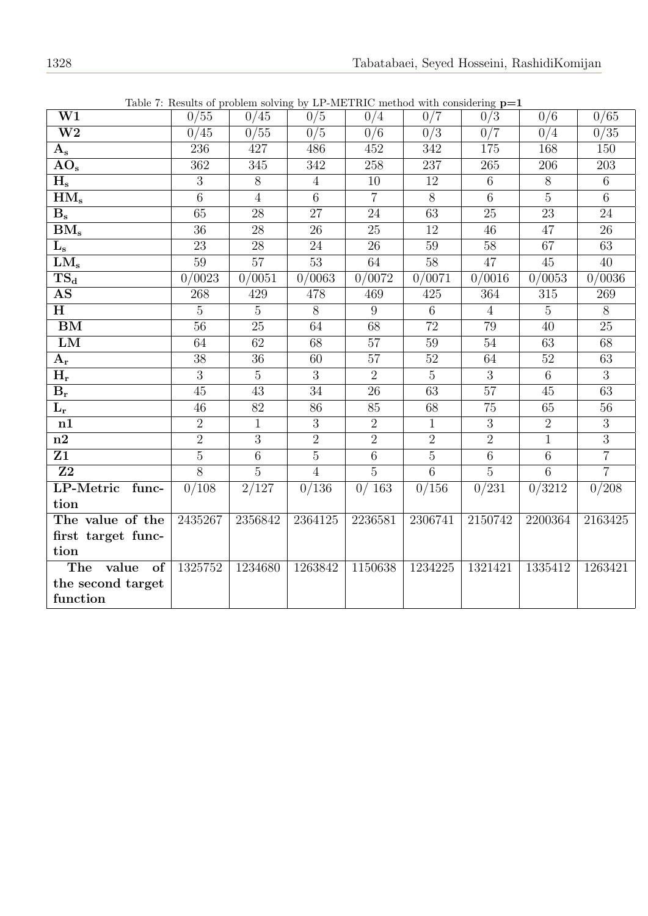Table 7: Results of problem solving by LP-METRIC method with considering **p=1**

| **W1** | 0/55 | 0/45 | 0/5 | 0/4 | 0/7 | 0/3 | 0/6 | 0/65 |
|---|---|---|---|---|---|---|---|---|
| **W2** | 0/45 | 0/55 | 0/5 | 0/6 | 0/3 | 0/7 | 0/4 | 0/35 |
| $\mathbf{A_s}$ | 236 | 427 | 486 | 452 | 342 | 175 | 168 | 150 |
| $\mathbf{AO_s}$ | 362 | 345 | 342 | 258 | 237 | 265 | 206 | 203 |
| $\mathbf{H_s}$ | 3 | 8 | 4 | 10 | 12 | 6 | 8 | 6 |
| $\mathbf{HM_s}$ | 6 | 4 | 6 | 7 | 8 | 6 | 5 | 6 |
| $\mathbf{B_s}$ | 65 | 28 | 27 | 24 | 63 | 25 | 23 | 24 |
| $\mathbf{BM_s}$ | 36 | 28 | 26 | 25 | 12 | 46 | 47 | 26 |
| $\mathbf{L_s}$ | 23 | 28 | 24 | 26 | 59 | 58 | 67 | 63 |
| $\mathbf{LM_s}$ | 59 | 57 | 53 | 64 | 58 | 47 | 45 | 40 |
| $\mathbf{TS_d}$ | 0/0023 | 0/0051 | 0/0063 | 0/0072 | 0/0071 | 0/0016 | 0/0053 | 0/0036 |
| **AS** | 268 | 429 | 478 | 469 | 425 | 364 | 315 | 269 |
| **H** | 5 | 5 | 8 | 9 | 6 | 4 | 5 | 8 |
| **BM** | 56 | 25 | 64 | 68 | 72 | 79 | 40 | 25 |
| **LM** | 64 | 62 | 68 | 57 | 59 | 54 | 63 | 68 |
| $\mathbf{A_r}$ | 38 | 36 | 60 | 57 | 52 | 64 | 52 | 63 |
| $\mathbf{H_r}$ | 3 | 5 | 3 | 2 | 5 | 3 | 6 | 3 |
| $\mathbf{B_r}$ | 45 | 43 | 34 | 26 | 63 | 57 | 45 | 63 |
| $\mathbf{L_r}$ | 46 | 82 | 86 | 85 | 68 | 75 | 65 | 56 |
| **n1** | 2 | 1 | 3 | 2 | 1 | 3 | 2 | 3 |
| **n2** | 2 | 3 | 2 | 2 | 2 | 2 | 1 | 3 |
| **Z1** | 5 | 6 | 5 | 6 | 5 | 6 | 6 | 7 |
| **Z2** | 8 | 5 | 4 | 5 | 6 | 5 | 6 | 7 |
| **LP-Metric function** | 0/108 | 2/127 | 0/136 | 0/ 163 | 0/156 | 0/231 | 0/3212 | 0/208 |
| **The value of the first target function** | 2435267 | 2356842 | 2364125 | 2236581 | 2306741 | 2150742 | 2200364 | 2163425 |
| **The value of the second target function** | 1325752 | 1234680 | 1263842 | 1150638 | 1234225 | 1321421 | 1335412 | 1263421 |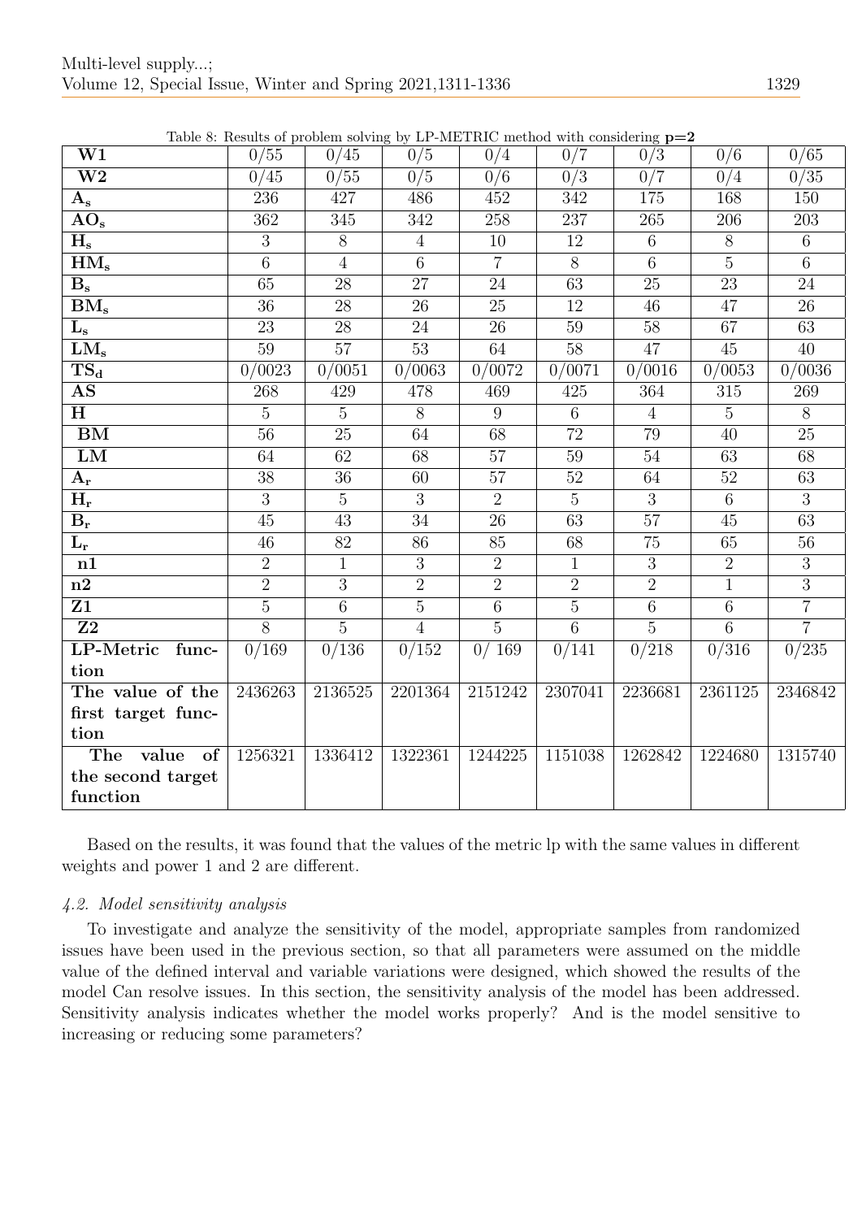Table 8: Results of problem solving by LP-METRIC method with considering **p=2**

| **W1** | 0/55 | 0/45 | 0/5 | 0/4 | 0/7 | 0/3 | 0/6 | 0/65 |
|---|---|---|---|---|---|---|---|---|
| **W2** | 0/45 | 0/55 | 0/5 | 0/6 | 0/3 | 0/7 | 0/4 | 0/35 |
| $\mathbf{A_s}$ | 236 | 427 | 486 | 452 | 342 | 175 | 168 | 150 |
| $\mathbf{AO_s}$ | 362 | 345 | 342 | 258 | 237 | 265 | 206 | 203 |
| $\mathbf{H_s}$ | 3 | 8 | 4 | 10 | 12 | 6 | 8 | 6 |
| $\mathbf{HM_s}$ | 6 | 4 | 6 | 7 | 8 | 6 | 5 | 6 |
| $\mathbf{B_s}$ | 65 | 28 | 27 | 24 | 63 | 25 | 23 | 24 |
| $\mathbf{BM_s}$ | 36 | 28 | 26 | 25 | 12 | 46 | 47 | 26 |
| $\mathbf{L_s}$ | 23 | 28 | 24 | 26 | 59 | 58 | 67 | 63 |
| $\mathbf{LM_s}$ | 59 | 57 | 53 | 64 | 58 | 47 | 45 | 40 |
| $\mathbf{TS_d}$ | 0/0023 | 0/0051 | 0/0063 | 0/0072 | 0/0071 | 0/0016 | 0/0053 | 0/0036 |
| **AS** | 268 | 429 | 478 | 469 | 425 | 364 | 315 | 269 |
| **H** | 5 | 5 | 8 | 9 | 6 | 4 | 5 | 8 |
| **BM** | 56 | 25 | 64 | 68 | 72 | 79 | 40 | 25 |
| **LM** | 64 | 62 | 68 | 57 | 59 | 54 | 63 | 68 |
| $\mathbf{A_r}$ | 38 | 36 | 60 | 57 | 52 | 64 | 52 | 63 |
| $\mathbf{H_r}$ | 3 | 5 | 3 | 2 | 5 | 3 | 6 | 3 |
| $\mathbf{B_r}$ | 45 | 43 | 34 | 26 | 63 | 57 | 45 | 63 |
| $\mathbf{L_r}$ | 46 | 82 | 86 | 85 | 68 | 75 | 65 | 56 |
| **n1** | 2 | 1 | 3 | 2 | 1 | 3 | 2 | 3 |
| **n2** | 2 | 3 | 2 | 2 | 2 | 2 | 1 | 3 |
| **Z1** | 5 | 6 | 5 | 6 | 5 | 6 | 6 | 7 |
| **Z2** | 8 | 5 | 4 | 5 | 6 | 5 | 6 | 7 |
| **LP-Metric function** | 0/169 | 0/136 | 0/152 | 0/ 169 | 0/141 | 0/218 | 0/316 | 0/235 |
| **The value of the first target function** | 2436263 | 2136525 | 2201364 | 2151242 | 2307041 | 2236681 | 2361125 | 2346842 |
| **The value of the second target function** | 1256321 | 1336412 | 1322361 | 1244225 | 1151038 | 1262842 | 1224680 | 1315740 |

Based on the results, it was found that the values of the metric lp with the same values in different weights and power 1 and 2 are different.

### *4.2. Model sensitivity analysis*

To investigate and analyze the sensitivity of the model, appropriate samples from randomized issues have been used in the previous section, so that all parameters were assumed on the middle value of the defined interval and variable variations were designed, which showed the results of the model Can resolve issues. In this section, the sensitivity analysis of the model has been addressed. Sensitivity analysis indicates whether the model works properly? And is the model sensitive to increasing or reducing some parameters?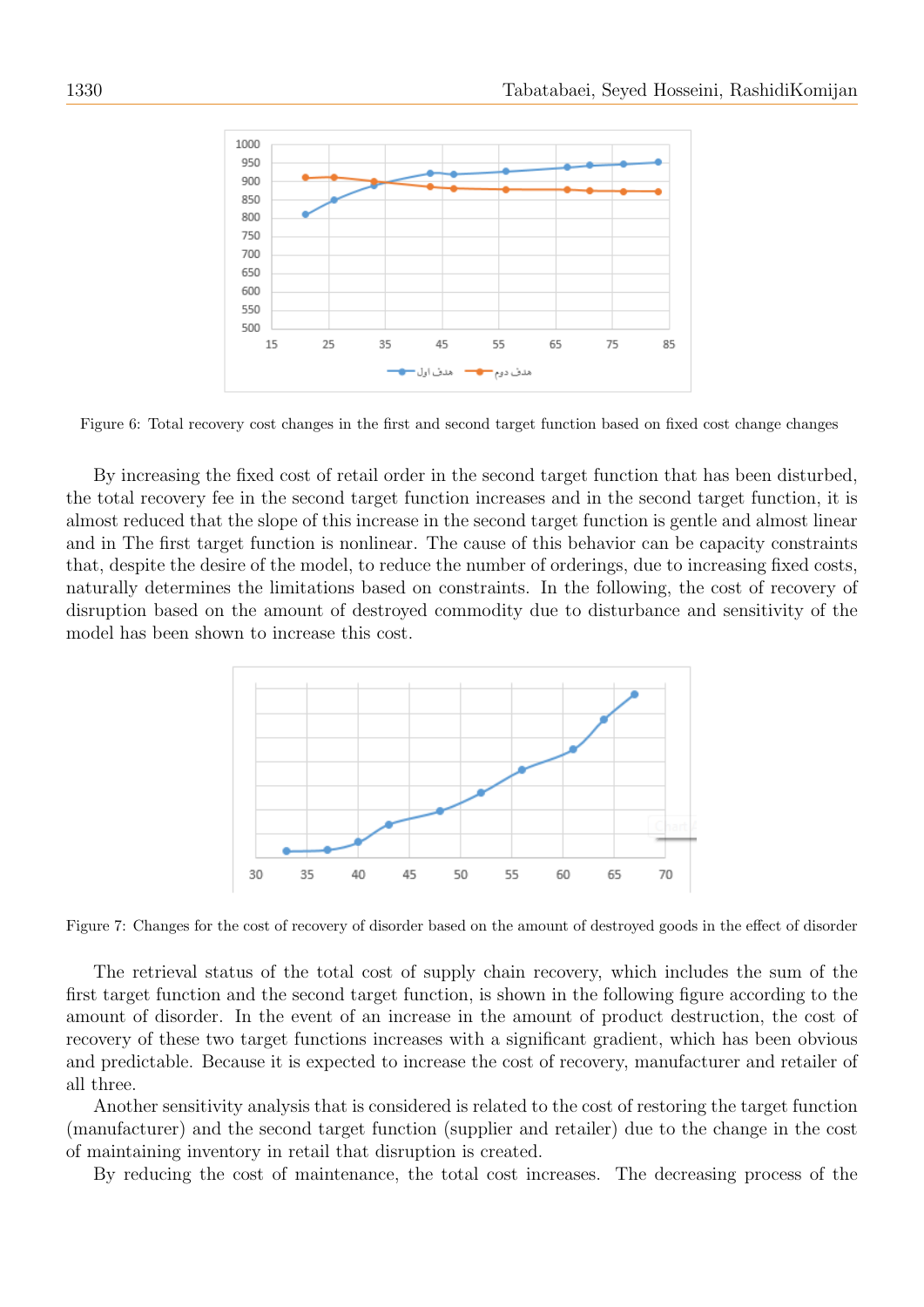Figure 6: Total recovery cost changes in the first and second target function based on fixed cost change changes

By increasing the fixed cost of retail order in the second target function that has been disturbed, the total recovery fee in the second target function increases and in the second target function, it is almost reduced that the slope of this increase in the second target function is gentle and almost linear and in The first target function is nonlinear. The cause of this behavior can be capacity constraints that, despite the desire of the model, to reduce the number of orderings, due to increasing fixed costs, naturally determines the limitations based on constraints. In the following, the cost of recovery of disruption based on the amount of destroyed commodity due to disturbance and sensitivity of the model has been shown to increase this cost.

Figure 7: Changes for the cost of recovery of disorder based on the amount of destroyed goods in the effect of disorder

The retrieval status of the total cost of supply chain recovery, which includes the sum of the first target function and the second target function, is shown in the following figure according to the amount of disorder. In the event of an increase in the amount of product destruction, the cost of recovery of these two target functions increases with a significant gradient, which has been obvious and predictable. Because it is expected to increase the cost of recovery, manufacturer and retailer of all three.

Another sensitivity analysis that is considered is related to the cost of restoring the target function (manufacturer) and the second target function (supplier and retailer) due to the change in the cost of maintaining inventory in retail that disruption is created.

By reducing the cost of maintenance, the total cost increases. The decreasing process of the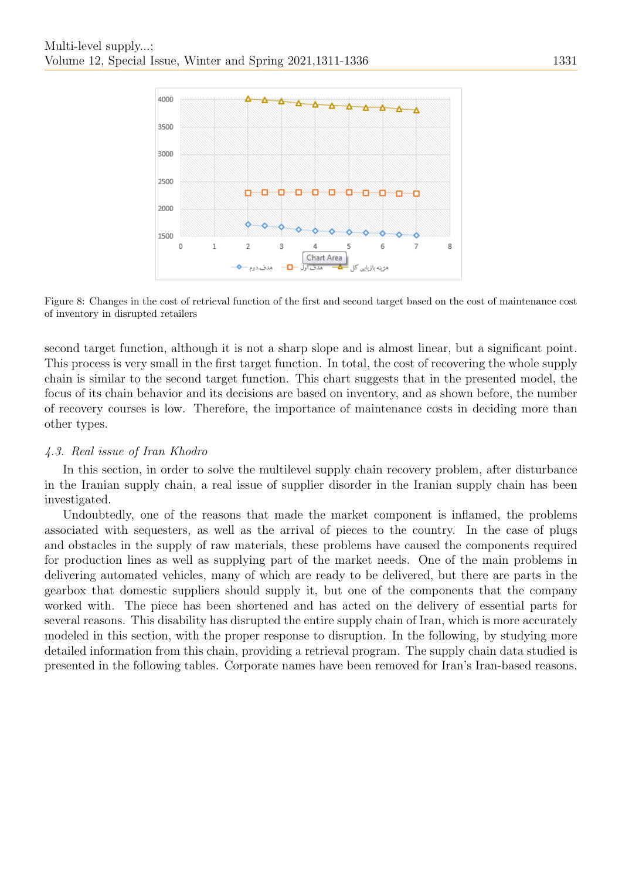Figure 8: Changes in the cost of retrieval function of the first and second target based on the cost of maintenance cost of inventory in disrupted retailers

second target function, although it is not a sharp slope and is almost linear, but a significant point. This process is very small in the first target function. In total, the cost of recovering the whole supply chain is similar to the second target function. This chart suggests that in the presented model, the focus of its chain behavior and its decisions are based on inventory, and as shown before, the number of recovery courses is low. Therefore, the importance of maintenance costs in deciding more than other types.

### *4.3. Real issue of Iran Khodro*

In this section, in order to solve the multilevel supply chain recovery problem, after disturbance in the Iranian supply chain, a real issue of supplier disorder in the Iranian supply chain has been investigated.

Undoubtedly, one of the reasons that made the market component is inflamed, the problems associated with sequesters, as well as the arrival of pieces to the country. In the case of plugs and obstacles in the supply of raw materials, these problems have caused the components required for production lines as well as supplying part of the market needs. One of the main problems in delivering automated vehicles, many of which are ready to be delivered, but there are parts in the gearbox that domestic suppliers should supply it, but one of the components that the company worked with. The piece has been shortened and has acted on the delivery of essential parts for several reasons. This disability has disrupted the entire supply chain of Iran, which is more accurately modeled in this section, with the proper response to disruption. In the following, by studying more detailed information from this chain, providing a retrieval program. The supply chain data studied is presented in the following tables. Corporate names have been removed for Iran's Iran-based reasons.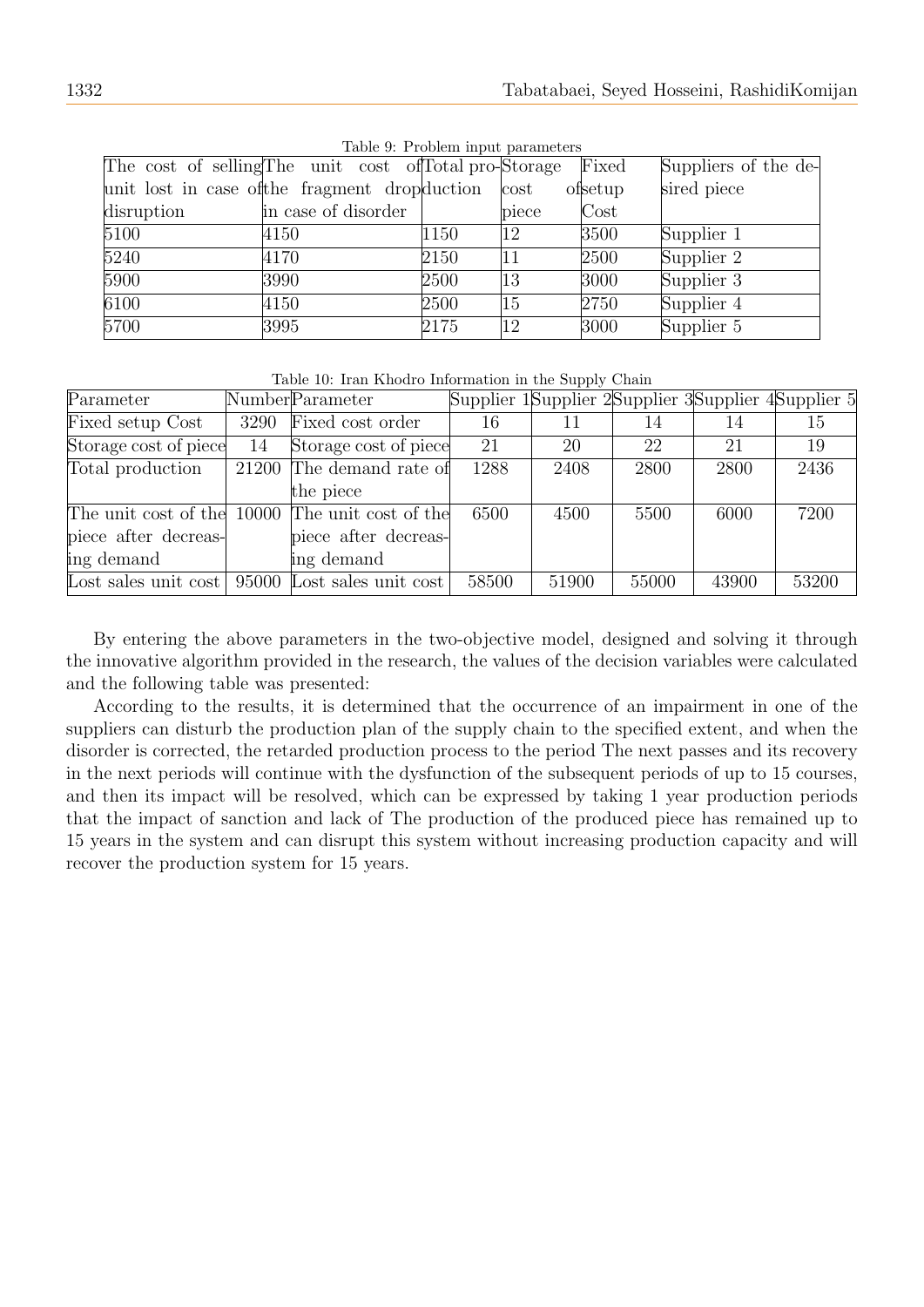Table 9: Problem input parameters

| The cost of selling unit lost in case of disruption | The unit cost of the fragment drop in case of disorder | Total production | Storage cost of piece | Fixed setup Cost | Suppliers of the desired piece |
|---|---|---|---|---|---|
| 5100 | 4150 | 1150 | 12 | 3500 | Supplier 1 |
| 5240 | 4170 | 2150 | 11 | 2500 | Supplier 2 |
| 5900 | 3990 | 2500 | 13 | 3000 | Supplier 3 |
| 6100 | 4150 | 2500 | 15 | 2750 | Supplier 4 |
| 5700 | 3995 | 2175 | 12 | 3000 | Supplier 5 |

Table 10: Iran Khodro Information in the Supply Chain

| Parameter | Number | Parameter | Supplier 1 | Supplier 2 | Supplier 3 | Supplier 4 | Supplier 5 |
|---|---|---|---|---|---|---|---|
| Fixed setup Cost | 3290 | Fixed cost order | 16 | 11 | 14 | 14 | 15 |
| Storage cost of piece | 14 | Storage cost of piece | 21 | 20 | 22 | 21 | 19 |
| Total production | 21200 | The demand rate of the piece | 1288 | 2408 | 2800 | 2800 | 2436 |
| The unit cost of the piece after decreasing demand | 10000 | The unit cost of the piece after decreasing demand | 6500 | 4500 | 5500 | 6000 | 7200 |
| Lost sales unit cost | 95000 | Lost sales unit cost | 58500 | 51900 | 55000 | 43900 | 53200 |

By entering the above parameters in the two-objective model, designed and solving it through the innovative algorithm provided in the research, the values of the decision variables were calculated and the following table was presented:

According to the results, it is determined that the occurrence of an impairment in one of the suppliers can disturb the production plan of the supply chain to the specified extent, and when the disorder is corrected, the retarded production process to the period The next passes and its recovery in the next periods will continue with the dysfunction of the subsequent periods of up to 15 courses, and then its impact will be resolved, which can be expressed by taking 1 year production periods that the impact of sanction and lack of The production of the produced piece has remained up to 15 years in the system and can disrupt this system without increasing production capacity and will recover the production system for 15 years.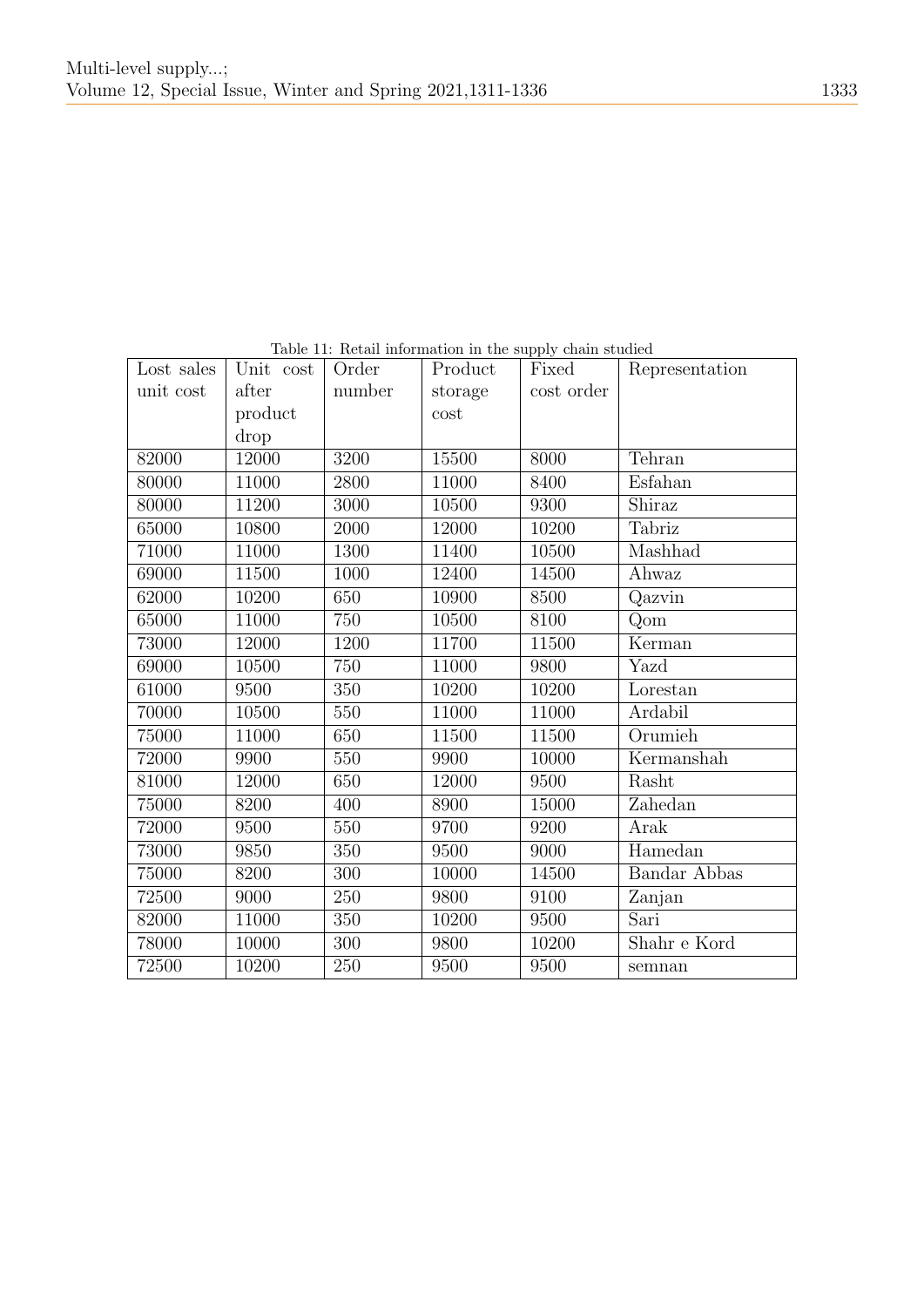Table 11: Retail information in the supply chain studied

| Lost sales unit cost | Unit cost after product drop | Order number | Product storage cost | Fixed cost order | Representation |
|---|---|---|---|---|---|
| 82000 | 12000 | 3200 | 15500 | 8000 | Tehran |
| 80000 | 11000 | 2800 | 11000 | 8400 | Esfahan |
| 80000 | 11200 | 3000 | 10500 | 9300 | Shiraz |
| 65000 | 10800 | 2000 | 12000 | 10200 | Tabriz |
| 71000 | 11000 | 1300 | 11400 | 10500 | Mashhad |
| 69000 | 11500 | 1000 | 12400 | 14500 | Ahwaz |
| 62000 | 10200 | 650 | 10900 | 8500 | Qazvin |
| 65000 | 11000 | 750 | 10500 | 8100 | Qom |
| 73000 | 12000 | 1200 | 11700 | 11500 | Kerman |
| 69000 | 10500 | 750 | 11000 | 9800 | Yazd |
| 61000 | 9500 | 350 | 10200 | 10200 | Lorestan |
| 70000 | 10500 | 550 | 11000 | 11000 | Ardabil |
| 75000 | 11000 | 650 | 11500 | 11500 | Orumieh |
| 72000 | 9900 | 550 | 9900 | 10000 | Kermanshah |
| 81000 | 12000 | 650 | 12000 | 9500 | Rasht |
| 75000 | 8200 | 400 | 8900 | 15000 | Zahedan |
| 72000 | 9500 | 550 | 9700 | 9200 | Arak |
| 73000 | 9850 | 350 | 9500 | 9000 | Hamedan |
| 75000 | 8200 | 300 | 10000 | 14500 | Bandar Abbas |
| 72500 | 9000 | 250 | 9800 | 9100 | Zanjan |
| 82000 | 11000 | 350 | 10200 | 9500 | Sari |
| 78000 | 10000 | 300 | 9800 | 10200 | Shahr e Kord |
| 72500 | 10200 | 250 | 9500 | 9500 | semnan |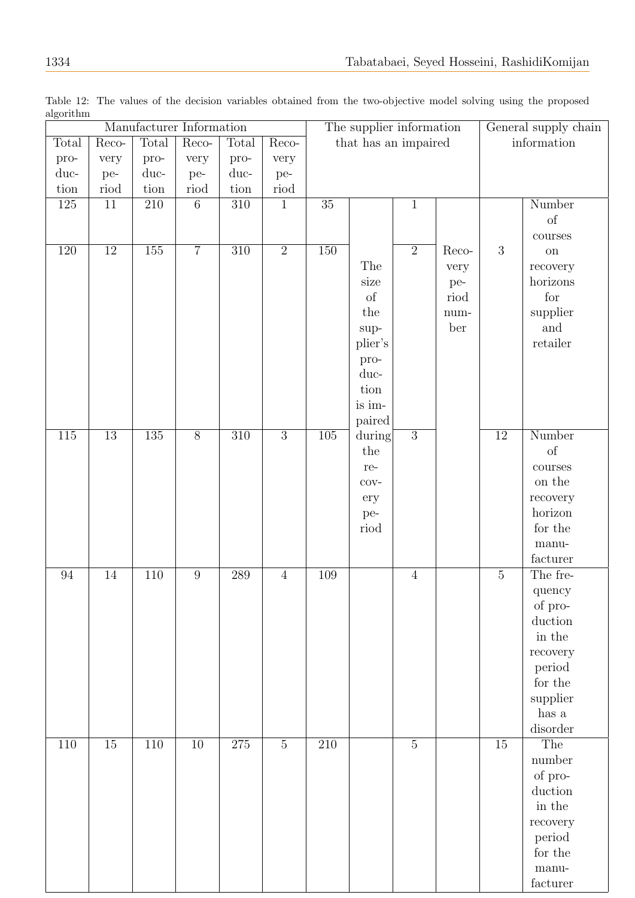Table 12: The values of the decision variables obtained from the two-objective model solving using the proposed algorithm

| Manufacturer Information | | | | | | The supplier information that has an impaired | | | | General supply chain information | |
|---|---|---|---|---|---|---|---|---|---|---|---|
| Total production | Recovery period | Total production | Recovery period | Total production | Recovery period | | | | | | |
| 125 | 11 | 210 | 6 | 310 | 1 | 35 | The size of the supplier's production is impaired during the recovery period | 1 | Recovery period number | 3 | Number of courses on recovery horizons for supplier and retailer |
| 120 | 12 | 155 | 7 | 310 | 2 | 150 | | 2 | | | |
| 115 | 13 | 135 | 8 | 310 | 3 | 105 | | 3 | | 12 | Number of courses on the recovery horizon for the manufacturer |
| 94 | 14 | 110 | 9 | 289 | 4 | 109 | | 4 | | 5 | The frequency of production in the recovery period for the supplier has a disorder |
| 110 | 15 | 110 | 10 | 275 | 5 | 210 | | 5 | | 15 | The number of production in the recovery period for the manufacturer |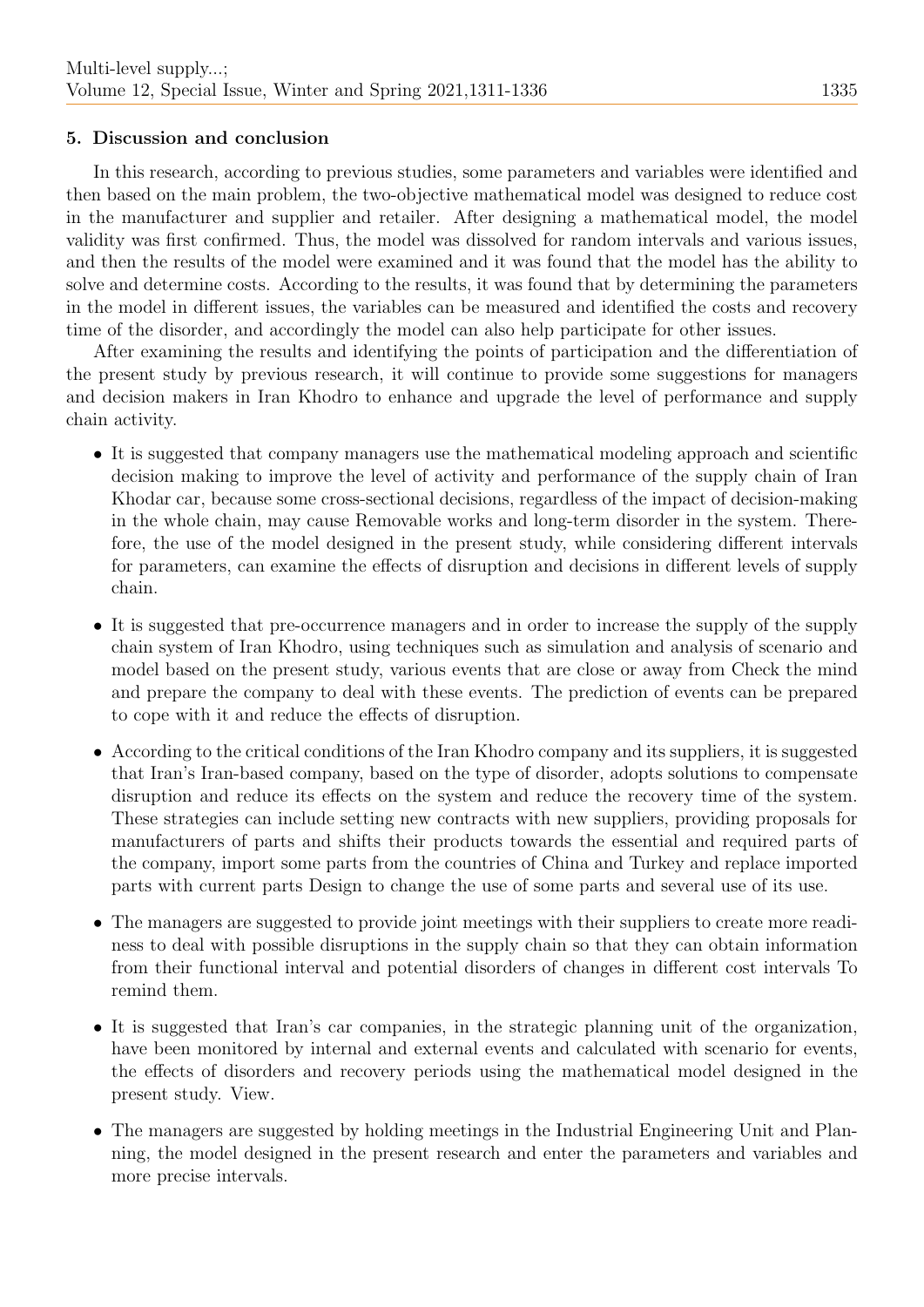## 5. Discussion and conclusion

In this research, according to previous studies, some parameters and variables were identified and then based on the main problem, the two-objective mathematical model was designed to reduce cost in the manufacturer and supplier and retailer. After designing a mathematical model, the model validity was first confirmed. Thus, the model was dissolved for random intervals and various issues, and then the results of the model were examined and it was found that the model has the ability to solve and determine costs. According to the results, it was found that by determining the parameters in the model in different issues, the variables can be measured and identified the costs and recovery time of the disorder, and accordingly the model can also help participate for other issues.

After examining the results and identifying the points of participation and the differentiation of the present study by previous research, it will continue to provide some suggestions for managers and decision makers in Iran Khodro to enhance and upgrade the level of performance and supply chain activity.

- It is suggested that company managers use the mathematical modeling approach and scientific decision making to improve the level of activity and performance of the supply chain of Iran Khodar car, because some cross-sectional decisions, regardless of the impact of decision-making in the whole chain, may cause Removable works and long-term disorder in the system. Therefore, the use of the model designed in the present study, while considering different intervals for parameters, can examine the effects of disruption and decisions in different levels of supply chain.
- It is suggested that pre-occurrence managers and in order to increase the supply of the supply chain system of Iran Khodro, using techniques such as simulation and analysis of scenario and model based on the present study, various events that are close or away from Check the mind and prepare the company to deal with these events. The prediction of events can be prepared to cope with it and reduce the effects of disruption.
- According to the critical conditions of the Iran Khodro company and its suppliers, it is suggested that Iran's Iran-based company, based on the type of disorder, adopts solutions to compensate disruption and reduce its effects on the system and reduce the recovery time of the system. These strategies can include setting new contracts with new suppliers, providing proposals for manufacturers of parts and shifts their products towards the essential and required parts of the company, import some parts from the countries of China and Turkey and replace imported parts with current parts Design to change the use of some parts and several use of its use.
- The managers are suggested to provide joint meetings with their suppliers to create more readiness to deal with possible disruptions in the supply chain so that they can obtain information from their functional interval and potential disorders of changes in different cost intervals To remind them.
- It is suggested that Iran's car companies, in the strategic planning unit of the organization, have been monitored by internal and external events and calculated with scenario for events, the effects of disorders and recovery periods using the mathematical model designed in the present study. View.
- The managers are suggested by holding meetings in the Industrial Engineering Unit and Planning, the model designed in the present research and enter the parameters and variables and more precise intervals.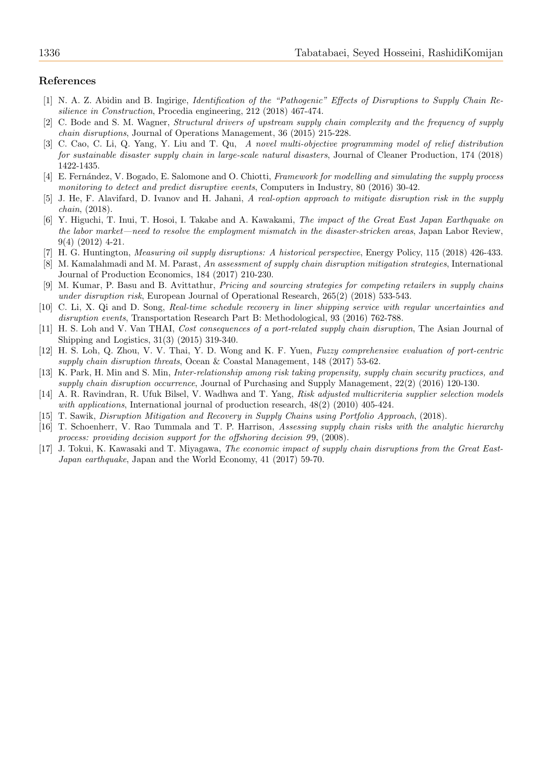## References

[1] N. A. Z. Abidin and B. Ingirige, *Identification of the "Pathogenic" Effects of Disruptions to Supply Chain Resilience in Construction*, Procedia engineering, 212 (2018) 467-474.

[2] C. Bode and S. M. Wagner, *Structural drivers of upstream supply chain complexity and the frequency of supply chain disruptions*, Journal of Operations Management, 36 (2015) 215-228.

[3] C. Cao, C. Li, Q. Yang, Y. Liu and T. Qu, *A novel multi-objective programming model of relief distribution for sustainable disaster supply chain in large-scale natural disasters*, Journal of Cleaner Production, 174 (2018) 1422-1435.

[4] E. Fernández, V. Bogado, E. Salomone and O. Chiotti, *Framework for modelling and simulating the supply process monitoring to detect and predict disruptive events*, Computers in Industry, 80 (2016) 30-42.

[5] J. He, F. Alavifard, D. Ivanov and H. Jahani, *A real-option approach to mitigate disruption risk in the supply chain*, (2018).

[6] Y. Higuchi, T. Inui, T. Hosoi, I. Takabe and A. Kawakami, *The impact of the Great East Japan Earthquake on the labor market—need to resolve the employment mismatch in the disaster-stricken areas*, Japan Labor Review, 9(4) (2012) 4-21.

[7] H. G. Huntington, *Measuring oil supply disruptions: A historical perspective*, Energy Policy, 115 (2018) 426-433.

[8] M. Kamalahmadi and M. M. Parast, *An assessment of supply chain disruption mitigation strategies*, International Journal of Production Economics, 184 (2017) 210-230.

[9] M. Kumar, P. Basu and B. Avittathur, *Pricing and sourcing strategies for competing retailers in supply chains under disruption risk*, European Journal of Operational Research, 265(2) (2018) 533-543.

[10] C. Li, X. Qi and D. Song, *Real-time schedule recovery in liner shipping service with regular uncertainties and disruption events*, Transportation Research Part B: Methodological, 93 (2016) 762-788.

[11] H. S. Loh and V. Van THAI, *Cost consequences of a port-related supply chain disruption*, The Asian Journal of Shipping and Logistics, 31(3) (2015) 319-340.

[12] H. S. Loh, Q. Zhou, V. V. Thai, Y. D. Wong and K. F. Yuen, *Fuzzy comprehensive evaluation of port-centric supply chain disruption threats*, Ocean & Coastal Management, 148 (2017) 53-62.

[13] K. Park, H. Min and S. Min, *Inter-relationship among risk taking propensity, supply chain security practices, and supply chain disruption occurrence*, Journal of Purchasing and Supply Management, 22(2) (2016) 120-130.

[14] A. R. Ravindran, R. Ufuk Bilsel, V. Wadhwa and T. Yang, *Risk adjusted multicriteria supplier selection models with applications*, International journal of production research, 48(2) (2010) 405-424.

[15] T. Sawik, *Disruption Mitigation and Recovery in Supply Chains using Portfolio Approach*, (2018).

[16] T. Schoenherr, V. Rao Tummala and T. P. Harrison, *Assessing supply chain risks with the analytic hierarchy process: providing decision support for the offshoring decision 99*, (2008).

[17] J. Tokui, K. Kawasaki and T. Miyagawa, *The economic impact of supply chain disruptions from the Great East-Japan earthquake*, Japan and the World Economy, 41 (2017) 59-70.